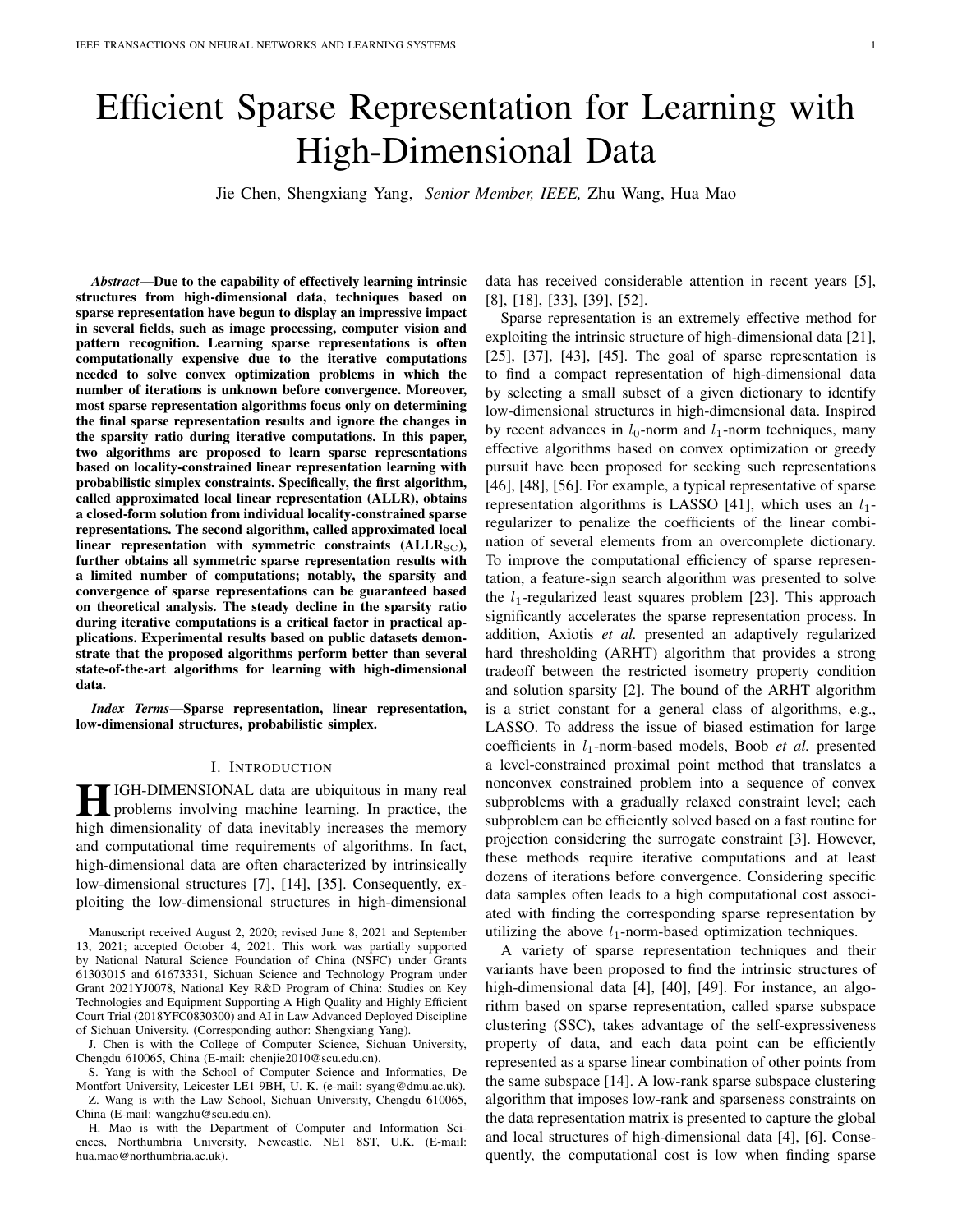# Efficient Sparse Representation for Learning with High-Dimensional Data

Jie Chen, Shengxiang Yang, *Senior Member, IEEE,* Zhu Wang, Hua Mao

***Abstract*—Due to the capability of effectively learning intrinsic structures from high-dimensional data, techniques based on sparse representation have begun to display an impressive impact in several fields, such as image processing, computer vision and pattern recognition. Learning sparse representations is often computationally expensive due to the iterative computations needed to solve convex optimization problems in which the number of iterations is unknown before convergence. Moreover, most sparse representation algorithms focus only on determining the final sparse representation results and ignore the changes in the sparsity ratio during iterative computations. In this paper, two algorithms are proposed to learn sparse representations based on locality-constrained linear representation learning with probabilistic simplex constraints. Specifically, the first algorithm, called approximated local linear representation (ALLR), obtains a closed-form solution from individual locality-constrained sparse representations. The second algorithm, called approximated local linear representation with symmetric constraints (ALLR$_{\mathrm{SC}}$), further obtains all symmetric sparse representation results with a limited number of computations; notably, the sparsity and convergence of sparse representations can be guaranteed based on theoretical analysis. The steady decline in the sparsity ratio during iterative computations is a critical factor in practical applications. Experimental results based on public datasets demonstrate that the proposed algorithms perform better than several state-of-the-art algorithms for learning with high-dimensional data.**

***Index Terms*—Sparse representation, linear representation, low-dimensional structures, probabilistic simplex.**

## I. Introduction

High-dimensional data are ubiquitous in many real problems involving machine learning. In practice, the high dimensionality of data inevitably increases the memory and computational time requirements of algorithms. In fact, high-dimensional data are often characterized by intrinsically low-dimensional structures [7], [14], [35]. Consequently, exploiting the low-dimensional structures in high-dimensional data has received considerable attention in recent years [5], [8], [18], [33], [39], [52].

Sparse representation is an extremely effective method for exploiting the intrinsic structure of high-dimensional data [21], [25], [37], [43], [45]. The goal of sparse representation is to find a compact representation of high-dimensional data by selecting a small subset of a given dictionary to identify low-dimensional structures in high-dimensional data. Inspired by recent advances in $l_0$-norm and $l_1$-norm techniques, many effective algorithms based on convex optimization or greedy pursuit have been proposed for seeking such representations [46], [48], [56]. For example, a typical representative of sparse representation algorithms is LASSO [41], which uses an $l_1$-regularizer to penalize the coefficients of the linear combination of several elements from an overcomplete dictionary. To improve the computational efficiency of sparse representation, a feature-sign search algorithm was presented to solve the $l_1$-regularized least squares problem [23]. This approach significantly accelerates the sparse representation process. In addition, Axiotis *et al.* presented an adaptively regularized hard thresholding (ARHT) algorithm that provides a strong tradeoff between the restricted isometry property condition and solution sparsity [2]. The bound of the ARHT algorithm is a strict constant for a general class of algorithms, e.g., LASSO. To address the issue of biased estimation for large coefficients in $l_1$-norm-based models, Boob *et al.* presented a level-constrained proximal point method that translates a nonconvex constrained problem into a sequence of convex subproblems with a gradually relaxed constraint level; each subproblem can be efficiently solved based on a fast routine for projection considering the surrogate constraint [3]. However, these methods require iterative computations and at least dozens of iterations before convergence. Considering specific data samples often leads to a high computational cost associated with finding the corresponding sparse representation by utilizing the above $l_1$-norm-based optimization techniques.

A variety of sparse representation techniques and their variants have been proposed to find the intrinsic structures of high-dimensional data [4], [40], [49]. For instance, an algorithm based on sparse representation, called sparse subspace clustering (SSC), takes advantage of the self-expressiveness property of data, and each data point can be efficiently represented as a sparse linear combination of other points from the same subspace [14]. A low-rank sparse subspace clustering algorithm that imposes low-rank and sparseness constraints on the data representation matrix is presented to capture the global and local structures of high-dimensional data [4], [6]. Consequently, the computational cost is low when finding sparse

Manuscript received August 2, 2020; revised June 8, 2021 and September 13, 2021; accepted October 4, 2021. This work was partially supported by National Natural Science Foundation of China (NSFC) under Grants 61303015 and 61673331, Sichuan Science and Technology Program under Grant 2021YJ0078, National Key R&D Program of China: Studies on Key Technologies and Equipment Supporting A High Quality and Highly Efficient Court Trial (2018YFC0830300) and AI in Law Advanced Deployed Discipline of Sichuan University. (Corresponding author: Shengxiang Yang).

J. Chen is with the College of Computer Science, Sichuan University, Chengdu 610065, China (E-mail: chenjie2010@scu.edu.cn).

S. Yang is with the School of Computer Science and Informatics, De Montfort University, Leicester LE1 9BH, U. K. (e-mail: syang@dmu.ac.uk).

Z. Wang is with the Law School, Sichuan University, Chengdu 610065, China (E-mail: wangzhu@scu.edu.cn).

H. Mao is with the Department of Computer and Information Sciences, Northumbria University, Newcastle, NE1 8ST, U.K. (E-mail: hua.mao@northumbria.ac.uk).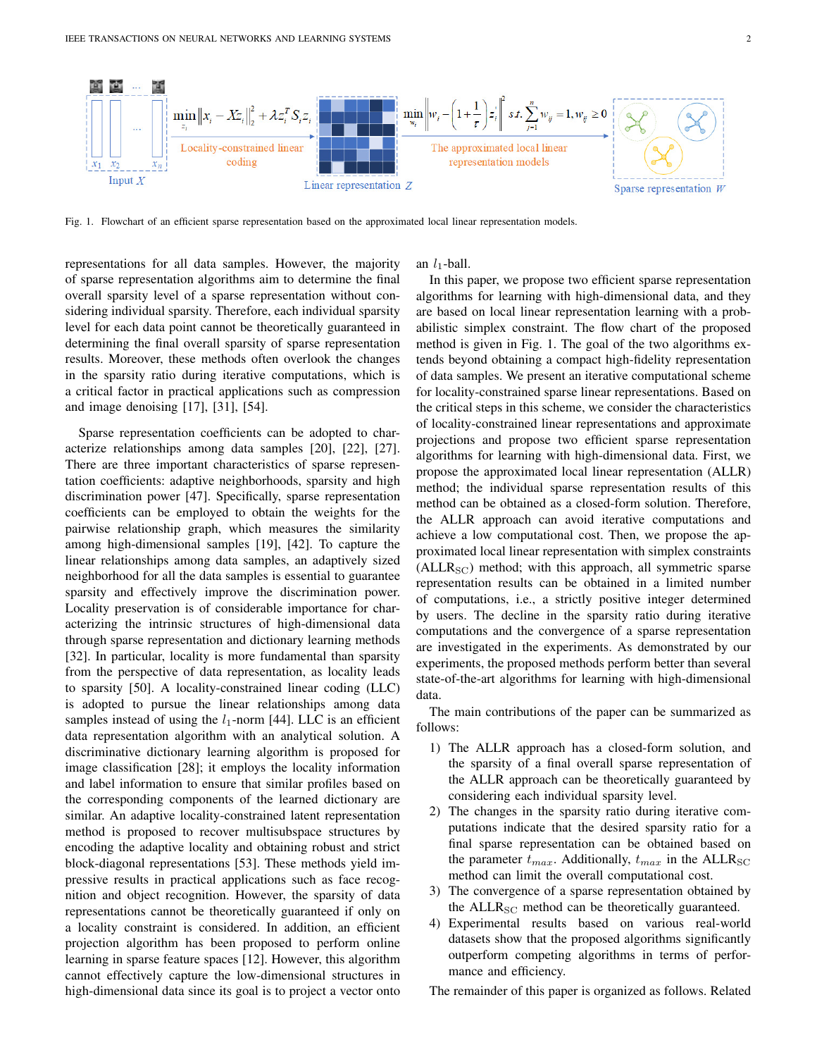Fig. 1. Flowchart of an efficient sparse representation based on the approximated local linear representation models.

representations for all data samples. However, the majority of sparse representation algorithms aim to determine the final overall sparsity level of a sparse representation without considering individual sparsity. Therefore, each individual sparsity level for each data point cannot be theoretically guaranteed in determining the final overall sparsity of sparse representation results. Moreover, these methods often overlook the changes in the sparsity ratio during iterative computations, which is a critical factor in practical applications such as compression and image denoising [17], [31], [54].

Sparse representation coefficients can be adopted to characterize relationships among data samples [20], [22], [27]. There are three important characteristics of sparse representation coefficients: adaptive neighborhoods, sparsity and high discrimination power [47]. Specifically, sparse representation coefficients can be employed to obtain the weights for the pairwise relationship graph, which measures the similarity among high-dimensional samples [19], [42]. To capture the linear relationships among data samples, an adaptively sized neighborhood for all the data samples is essential to guarantee sparsity and effectively improve the discrimination power. Locality preservation is of considerable importance for characterizing the intrinsic structures of high-dimensional data through sparse representation and dictionary learning methods [32]. In particular, locality is more fundamental than sparsity from the perspective of data representation, as locality leads to sparsity [50]. A locality-constrained linear coding (LLC) is adopted to pursue the linear relationships among data samples instead of using the $l_1$-norm [44]. LLC is an efficient data representation algorithm with an analytical solution. A discriminative dictionary learning algorithm is proposed for image classification [28]; it employs the locality information and label information to ensure that similar profiles based on the corresponding components of the learned dictionary are similar. An adaptive locality-constrained latent representation method is proposed to recover multisubspace structures by encoding the adaptive locality and obtaining robust and strict block-diagonal representations [53]. These methods yield impressive results in practical applications such as face recognition and object recognition. However, the sparsity of data representations cannot be theoretically guaranteed if only on a locality constraint is considered. In addition, an efficient projection algorithm has been proposed to perform online learning in sparse feature spaces [12]. However, this algorithm cannot effectively capture the low-dimensional structures in high-dimensional data since its goal is to project a vector onto an $l_1$-ball.

In this paper, we propose two efficient sparse representation algorithms for learning with high-dimensional data, and they are based on local linear representation learning with a probabilistic simplex constraint. The flow chart of the proposed method is given in Fig. 1. The goal of the two algorithms extends beyond obtaining a compact high-fidelity representation of data samples. We present an iterative computational scheme for locality-constrained sparse linear representations. Based on the critical steps in this scheme, we consider the characteristics of locality-constrained linear representations and approximate projections and propose two efficient sparse representation algorithms for learning with high-dimensional data. First, we propose the approximated local linear representation (ALLR) method; the individual sparse representation results of this method can be obtained as a closed-form solution. Therefore, the ALLR approach can avoid iterative computations and achieve a low computational cost. Then, we propose the approximated local linear representation with simplex constraints ($\text{ALLR}_{\text{SC}}$) method; with this approach, all symmetric sparse representation results can be obtained in a limited number of computations, i.e., a strictly positive integer determined by users. The decline in the sparsity ratio during iterative computations and the convergence of a sparse representation are investigated in the experiments. As demonstrated by our experiments, the proposed methods perform better than several state-of-the-art algorithms for learning with high-dimensional data.

The main contributions of the paper can be summarized as follows:

1) The ALLR approach has a closed-form solution, and the sparsity of a final overall sparse representation of the ALLR approach can be theoretically guaranteed by considering each individual sparsity level.
2) The changes in the sparsity ratio during iterative computations indicate that the desired sparsity ratio for a final sparse representation can be obtained based on the parameter $t_{max}$. Additionally, $t_{max}$ in the $\text{ALLR}_{\text{SC}}$ method can limit the overall computational cost.
3) The convergence of a sparse representation obtained by the $\text{ALLR}_{\text{SC}}$ method can be theoretically guaranteed.
4) Experimental results based on various real-world datasets show that the proposed algorithms significantly outperform competing algorithms in terms of performance and efficiency.

The remainder of this paper is organized as follows. Related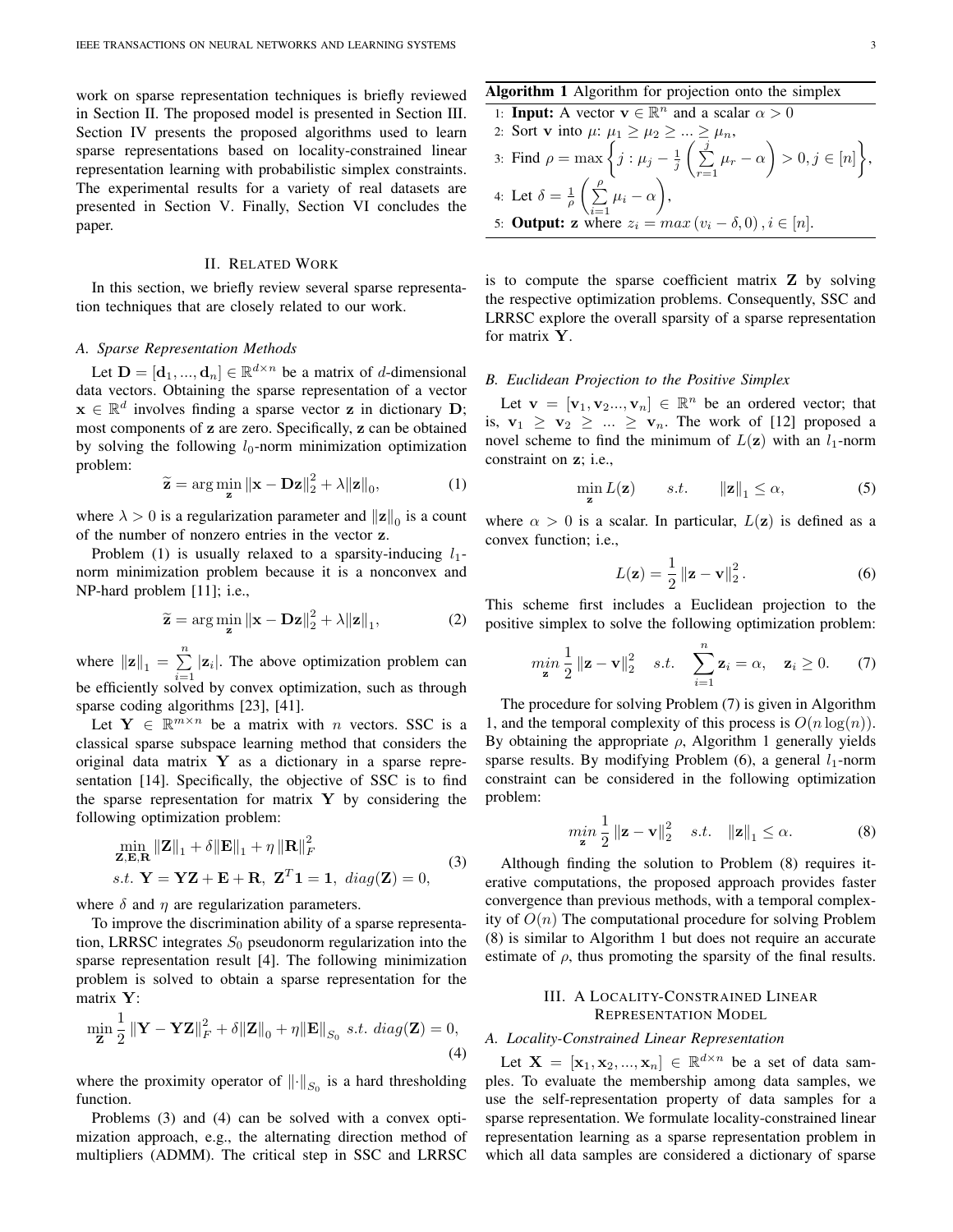work on sparse representation techniques is briefly reviewed in Section II. The proposed model is presented in Section III. Section IV presents the proposed algorithms used to learn sparse representations based on locality-constrained linear representation learning with probabilistic simplex constraints. The experimental results for a variety of real datasets are presented in Section V. Finally, Section VI concludes the paper.

## II. Related Work

In this section, we briefly review several sparse representation techniques that are closely related to our work.

### A. Sparse Representation Methods

Let $\mathbf{D} = [\mathbf{d}_1, ..., \mathbf{d}_n] \in \mathbb{R}^{d \times n}$ be a matrix of $d$-dimensional data vectors. Obtaining the sparse representation of a vector $\mathbf{x} \in \mathbb{R}^d$ involves finding a sparse vector $\mathbf{z}$ in dictionary $\mathbf{D}$; most components of $\mathbf{z}$ are zero. Specifically, $\mathbf{z}$ can be obtained by solving the following $l_0$-norm minimization optimization problem:

$$\widetilde{\mathbf{z}} = \arg\min_{\mathbf{z}} \|\mathbf{x} - \mathbf{D}\mathbf{z}\|_2^2 + \lambda \|\mathbf{z}\|_0, \tag{1}$$

where $\lambda > 0$ is a regularization parameter and $\|\mathbf{z}\|_0$ is a count of the number of nonzero entries in the vector $\mathbf{z}$.

Problem (1) is usually relaxed to a sparsity-inducing $l_1$-norm minimization problem because it is a nonconvex and NP-hard problem [11]; i.e.,

$$\widetilde{\mathbf{z}} = \arg\min_{\mathbf{z}} \|\mathbf{x} - \mathbf{D}\mathbf{z}\|_2^2 + \lambda \|\mathbf{z}\|_1, \tag{2}$$

where $\|\mathbf{z}\|_1 = \sum_{i=1}^{n} |\mathbf{z}_i|$. The above optimization problem can be efficiently solved by convex optimization, such as through sparse coding algorithms [23], [41].

Let $\mathbf{Y} \in \mathbb{R}^{m \times n}$ be a matrix with $n$ vectors. SSC is a classical sparse subspace learning method that considers the original data matrix $\mathbf{Y}$ as a dictionary in a sparse representation [14]. Specifically, the objective of SSC is to find the sparse representation for matrix $\mathbf{Y}$ by considering the following optimization problem:

$$\begin{aligned} &\min_{\mathbf{Z},\mathbf{E},\mathbf{R}} \|\mathbf{Z}\|_1 + \delta \|\mathbf{E}\|_1 + \eta \|\mathbf{R}\|_F^2 \\ &s.t.\ \mathbf{Y} = \mathbf{Y}\mathbf{Z} + \mathbf{E} + \mathbf{R},\ \mathbf{Z}^T\mathbf{1} = \mathbf{1},\ diag(\mathbf{Z}) = 0, \end{aligned} \tag{3}$$

where $\delta$ and $\eta$ are regularization parameters.

To improve the discrimination ability of a sparse representation, LRRSC integrates $S_0$ pseudonorm regularization into the sparse representation result [4]. The following minimization problem is solved to obtain a sparse representation for the matrix $\mathbf{Y}$:

$$\min_{\mathbf{Z}} \frac{1}{2} \|\mathbf{Y} - \mathbf{Y}\mathbf{Z}\|_F^2 + \delta \|\mathbf{Z}\|_0 + \eta \|\mathbf{E}\|_{S_0}\ s.t.\ diag(\mathbf{Z}) = 0, \tag{4}$$

where the proximity operator of $\|\cdot\|_{S_0}$ is a hard thresholding function.

Problems (3) and (4) can be solved with a convex optimization approach, e.g., the alternating direction method of multipliers (ADMM). The critical step in SSC and LRRSC is to compute the sparse coefficient matrix $\mathbf{Z}$ by solving the respective optimization problems. Consequently, SSC and LRRSC explore the overall sparsity of a sparse representation for matrix $\mathbf{Y}$.

**Algorithm 1** Algorithm for projection onto the simplex

1: **Input:** A vector $\mathbf{v} \in \mathbb{R}^n$ and a scalar $\alpha > 0$
2: Sort $\mathbf{v}$ into $\mu$: $\mu_1 \geq \mu_2 \geq ... \geq \mu_n$,
3: Find $\rho = \max \left\{ j : \mu_j - \frac{1}{j}\left( \sum_{r=1}^{j} \mu_r - \alpha \right) > 0, j \in [n] \right\}$,
4: Let $\delta = \frac{1}{\rho}\left( \sum_{i=1}^{\rho} \mu_i - \alpha \right)$,
5: **Output:** $\mathbf{z}$ where $z_i = max\left(v_i - \delta, 0\right), i \in [n]$.

### B. Euclidean Projection to the Positive Simplex

Let $\mathbf{v} = [\mathbf{v}_1, \mathbf{v}_2 ..., \mathbf{v}_n] \in \mathbb{R}^n$ be an ordered vector; that is, $\mathbf{v}_1 \geq \mathbf{v}_2 \geq ... \geq \mathbf{v}_n$. The work of [12] proposed a novel scheme to find the minimum of $L(\mathbf{z})$ with an $l_1$-norm constraint on $\mathbf{z}$; i.e.,

$$\min_{\mathbf{z}} L(\mathbf{z}) \qquad s.t. \qquad \|\mathbf{z}\|_1 \leq \alpha, \tag{5}$$

where $\alpha > 0$ is a scalar. In particular, $L(\mathbf{z})$ is defined as a convex function; i.e.,

$$L(\mathbf{z}) = \frac{1}{2} \|\mathbf{z} - \mathbf{v}\|_2^2. \tag{6}$$

This scheme first includes a Euclidean projection to the positive simplex to solve the following optimization problem:

$$\min_{\mathbf{z}} \frac{1}{2} \|\mathbf{z} - \mathbf{v}\|_2^2 \quad s.t. \quad \sum_{i=1}^{n} \mathbf{z}_i = \alpha, \quad \mathbf{z}_i \geq 0. \tag{7}$$

The procedure for solving Problem (7) is given in Algorithm 1, and the temporal complexity of this process is $O(n\log(n))$. By obtaining the appropriate $\rho$, Algorithm 1 generally yields sparse results. By modifying Problem (6), a general $l_1$-norm constraint can be considered in the following optimization problem:

$$\min_{\mathbf{z}} \frac{1}{2} \|\mathbf{z} - \mathbf{v}\|_2^2 \quad s.t. \quad \|\mathbf{z}\|_1 \leq \alpha. \tag{8}$$

Although finding the solution to Problem (8) requires iterative computations, the proposed approach provides faster convergence than previous methods, with a temporal complexity of $O(n)$ The computational procedure for solving Problem (8) is similar to Algorithm 1 but does not require an accurate estimate of $\rho$, thus promoting the sparsity of the final results.

## III. A Locality-Constrained Linear Representation Model

### A. Locality-Constrained Linear Representation

Let $\mathbf{X} = [\mathbf{x}_1, \mathbf{x}_2, ..., \mathbf{x}_n] \in \mathbb{R}^{d \times n}$ be a set of data samples. To evaluate the membership among data samples, we use the self-representation property of data samples for a sparse representation. We formulate locality-constrained linear representation learning as a sparse representation problem in which all data samples are considered a dictionary of sparse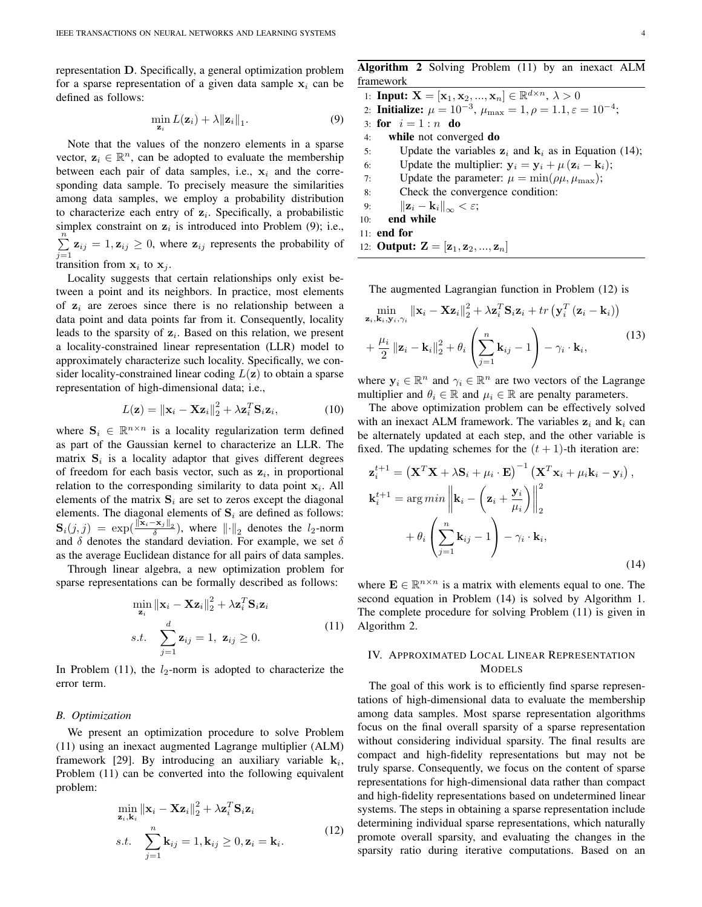representation $\mathbf{D}$. Specifically, a general optimization problem for a sparse representation of a given data sample $\mathbf{x}_i$ can be defined as follows:

$$\min_{\mathbf{z}_i} L(\mathbf{z}_i) + \lambda \|\mathbf{z}_i\|_1. \tag{9}$$

Note that the values of the nonzero elements in a sparse vector, $\mathbf{z}_i \in \mathbb{R}^n$, can be adopted to evaluate the membership between each pair of data samples, i.e., $\mathbf{x}_i$ and the corresponding data sample. To precisely measure the similarities among data samples, we employ a probability distribution to characterize each entry of $\mathbf{z}_i$. Specifically, a probabilistic simplex constraint on $\mathbf{z}_i$ is introduced into Problem (9); i.e., $\sum_{j=1}^{n} \mathbf{z}_{ij} = 1, \mathbf{z}_{ij} \geq 0$, where $\mathbf{z}_{ij}$ represents the probability of transition from $\mathbf{x}_i$ to $\mathbf{x}_j$.

Locality suggests that certain relationships only exist between a point and its neighbors. In practice, most elements of $\mathbf{z}_i$ are zeroes since there is no relationship between a data point and data points far from it. Consequently, locality leads to the sparsity of $\mathbf{z}_i$. Based on this relation, we present a locality-constrained linear representation (LLR) model to approximately characterize such locality. Specifically, we consider locality-constrained linear coding $L(\mathbf{z})$ to obtain a sparse representation of high-dimensional data; i.e.,

$$L(\mathbf{z}) = \|\mathbf{x}_i - \mathbf{X}\mathbf{z}_i\|_2^2 + \lambda \mathbf{z}_i^T \mathbf{S}_i \mathbf{z}_i, \tag{10}$$

where $\mathbf{S}_i \in \mathbb{R}^{n \times n}$ is a locality regularization term defined as part of the Gaussian kernel to characterize an LLR. The matrix $\mathbf{S}_i$ is a locality adaptor that gives different degrees of freedom for each basis vector, such as $\mathbf{z}_i$, in proportional relation to the corresponding similarity to data point $\mathbf{x}_i$. All elements of the matrix $\mathbf{S}_i$ are set to zeros except the diagonal elements. The diagonal elements of $\mathbf{S}_i$ are defined as follows: $\mathbf{S}_i(j,j) = \exp(\frac{\|\mathbf{x}_i - \mathbf{x}_j\|_2}{\delta})$, where $\|\cdot\|_2$ denotes the $l_2$-norm and $\delta$ denotes the standard deviation. For example, we set $\delta$ as the average Euclidean distance for all pairs of data samples.

Through linear algebra, a new optimization problem for sparse representations can be formally described as follows:

$$\begin{aligned} &\min_{\mathbf{z}_i} \|\mathbf{x}_i - \mathbf{X}\mathbf{z}_i\|_2^2 + \lambda \mathbf{z}_i^T \mathbf{S}_i \mathbf{z}_i \\ &s.t. \quad \sum_{j=1}^{d} \mathbf{z}_{ij} = 1, \ \mathbf{z}_{ij} \geq 0. \end{aligned} \tag{11}$$

In Problem (11), the $l_2$-norm is adopted to characterize the error term.

### B. Optimization

We present an optimization procedure to solve Problem (11) using an inexact augmented Lagrange multiplier (ALM) framework [29]. By introducing an auxiliary variable $\mathbf{k}_i$, Problem (11) can be converted into the following equivalent problem:

$$\begin{aligned} &\min_{\mathbf{z}_i, \mathbf{k}_i} \|\mathbf{x}_i - \mathbf{X}\mathbf{z}_i\|_2^2 + \lambda \mathbf{z}_i^T \mathbf{S}_i \mathbf{z}_i \\ &s.t. \quad \sum_{j=1}^{n} \mathbf{k}_{ij} = 1, \mathbf{k}_{ij} \geq 0, \mathbf{z}_i = \mathbf{k}_i. \end{aligned} \tag{12}$$

**Algorithm 2** Solving Problem (11) by an inexact ALM framework

```
1:  Input: X = [x_1, x_2, ..., x_n] ∈ R^{d×n}, λ > 0
2:  Initialize: μ = 10^{-3}, μ_max = 1, ρ = 1.1, ε = 10^{-4};
3:  for i = 1 : n do
4:     while not converged do
5:        Update the variables z_i and k_i as in Equation (14);
6:        Update the multiplier: y_i = y_i + μ (z_i − k_i);
7:        Update the parameter: μ = min(ρμ, μ_max);
8:        Check the convergence condition:
9:           ||z_i − k_i||_∞ < ε;
10:    end while
11: end for
12: Output: Z = [z_1, z_2, ..., z_n]
```

The augmented Lagrangian function in Problem (12) is

$$\begin{aligned} \min_{\mathbf{z}_i, \mathbf{k}_i, \mathbf{y}_i, \gamma_i} &\|\mathbf{x}_i - \mathbf{X}\mathbf{z}_i\|_2^2 + \lambda \mathbf{z}_i^T \mathbf{S}_i \mathbf{z}_i + tr\left(\mathbf{y}_i^T (\mathbf{z}_i - \mathbf{k}_i)\right) \\ &+ \frac{\mu_i}{2} \|\mathbf{z}_i - \mathbf{k}_i\|_2^2 + \theta_i \left( \sum_{j=1}^{n} \mathbf{k}_{ij} - 1 \right) - \gamma_i \cdot \mathbf{k}_i, \end{aligned} \tag{13}$$

where $\mathbf{y}_i \in \mathbb{R}^n$ and $\gamma_i \in \mathbb{R}^n$ are two vectors of the Lagrange multiplier and $\theta_i \in \mathbb{R}$ and $\mu_i \in \mathbb{R}$ are penalty parameters.

The above optimization problem can be effectively solved with an inexact ALM framework. The variables $\mathbf{z}_i$ and $\mathbf{k}_i$ can be alternately updated at each step, and the other variable is fixed. The updating schemes for the $(t+1)$-th iteration are:

$$\begin{aligned} \mathbf{z}_i^{t+1} &= \left(\mathbf{X}^T\mathbf{X} + \lambda \mathbf{S}_i + \mu_i \cdot \mathbf{E}\right)^{-1} \left(\mathbf{X}^T\mathbf{x}_i + \mu_i \mathbf{k}_i - \mathbf{y}_i\right), \\ \mathbf{k}_i^{t+1} &= \arg min \left\| \mathbf{k}_i - \left( \mathbf{z}_i + \frac{\mathbf{y}_i}{\mu_i} \right) \right\|_2^2 \\ &\quad + \theta_i \left( \sum_{j=1}^{n} \mathbf{k}_{ij} - 1 \right) - \gamma_i \cdot \mathbf{k}_i, \end{aligned} \tag{14}$$

where $\mathbf{E} \in \mathbb{R}^{n \times n}$ is a matrix with elements equal to one. The second equation in Problem (14) is solved by Algorithm 1. The complete procedure for solving Problem (11) is given in Algorithm 2.

## IV. Approximated Local Linear Representation Models

The goal of this work is to efficiently find sparse representations of high-dimensional data to evaluate the membership among data samples. Most sparse representation algorithms focus on the final overall sparsity of a sparse representation without considering individual sparsity. The final results are compact and high-fidelity representations but may not be truly sparse. Consequently, we focus on the content of sparse representations for high-dimensional data rather than compact and high-fidelity representations based on undetermined linear systems. The steps in obtaining a sparse representation include determining individual sparse representations, which naturally promote overall sparsity, and evaluating the changes in the sparsity ratio during iterative computations. Based on an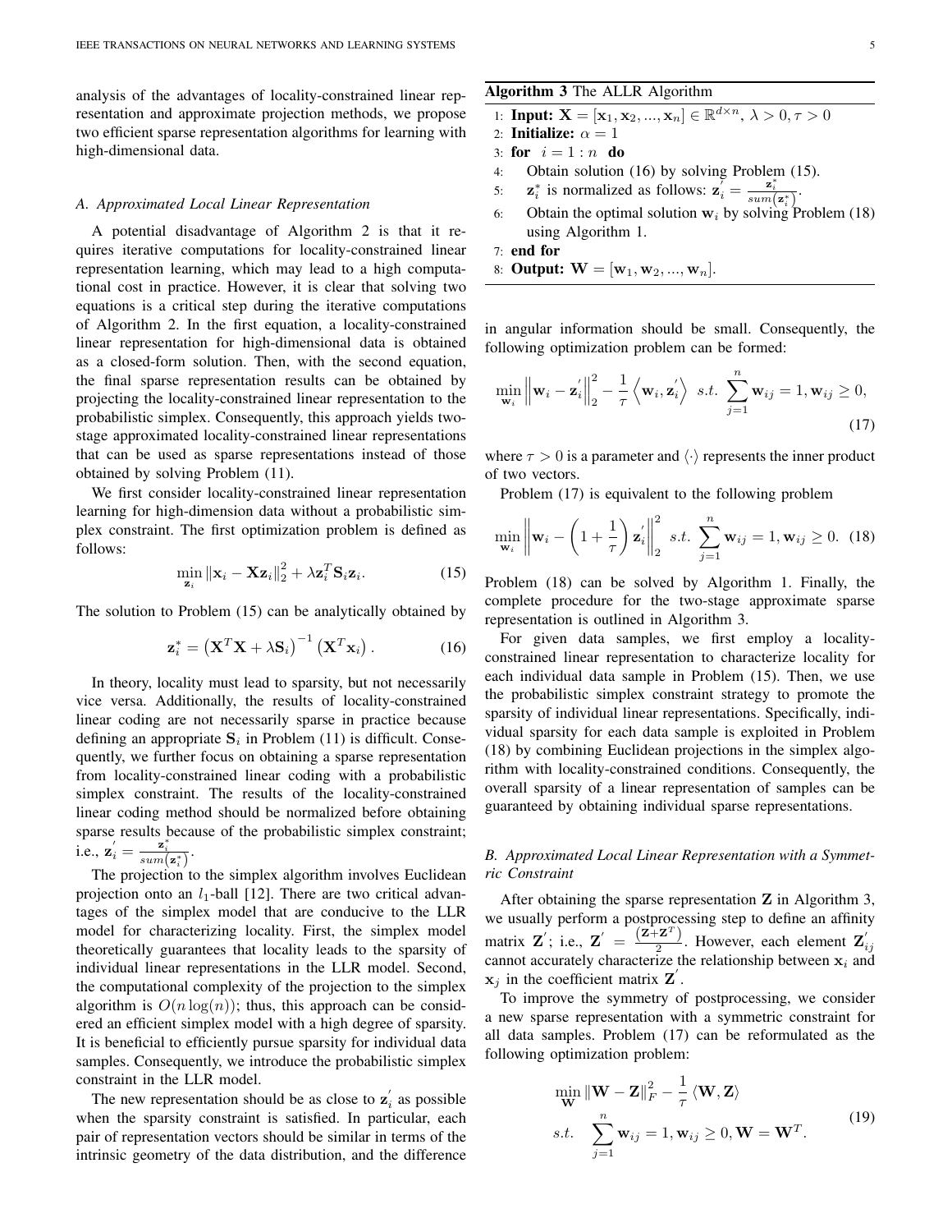analysis of the advantages of locality-constrained linear representation and approximate projection methods, we propose two efficient sparse representation algorithms for learning with high-dimensional data.

### A. Approximated Local Linear Representation

A potential disadvantage of Algorithm 2 is that it requires iterative computations for locality-constrained linear representation learning, which may lead to a high computational cost in practice. However, it is clear that solving two equations is a critical step during the iterative computations of Algorithm 2. In the first equation, a locality-constrained linear representation for high-dimensional data is obtained as a closed-form solution. Then, with the second equation, the final sparse representation results can be obtained by projecting the locality-constrained linear representation to the probabilistic simplex. Consequently, this approach yields two-stage approximated locality-constrained linear representations that can be used as sparse representations instead of those obtained by solving Problem (11).

We first consider locality-constrained linear representation learning for high-dimension data without a probabilistic simplex constraint. The first optimization problem is defined as follows:

$$\min_{\mathbf{z}_i} \|\mathbf{x}_i - \mathbf{X}\mathbf{z}_i\|_2^2 + \lambda \mathbf{z}_i^T \mathbf{S}_i \mathbf{z}_i. \tag{15}$$

The solution to Problem (15) can be analytically obtained by

$$\mathbf{z}_i^* = \left(\mathbf{X}^T\mathbf{X} + \lambda \mathbf{S}_i\right)^{-1}\left(\mathbf{X}^T\mathbf{x}_i\right). \tag{16}$$

In theory, locality must lead to sparsity, but not necessarily vice versa. Additionally, the results of locality-constrained linear coding are not necessarily sparse in practice because defining an appropriate $\mathbf{S}_i$ in Problem (11) is difficult. Consequently, we further focus on obtaining a sparse representation from locality-constrained linear coding with a probabilistic simplex constraint. The results of the locality-constrained linear coding method should be normalized before obtaining sparse results because of the probabilistic simplex constraint; i.e., $\mathbf{z}_i^{'} = \frac{\mathbf{z}_i^*}{sum\left(\mathbf{z}_i^*\right)}$.

The projection to the simplex algorithm involves Euclidean projection onto an $l_1$-ball [12]. There are two critical advantages of the simplex model that are conducive to the LLR model for characterizing locality. First, the simplex model theoretically guarantees that locality leads to the sparsity of individual linear representations in the LLR model. Second, the computational complexity of the projection to the simplex algorithm is $O(n\log(n))$; thus, this approach can be considered an efficient simplex model with a high degree of sparsity. It is beneficial to efficiently pursue sparsity for individual data samples. Consequently, we introduce the probabilistic simplex constraint in the LLR model.

The new representation should be as close to $\mathbf{z}_i^{'}$ as possible when the sparsity constraint is satisfied. In particular, each pair of representation vectors should be similar in terms of the intrinsic geometry of the data distribution, and the difference in angular information should be small. Consequently, the following optimization problem can be formed:

$$\min_{\mathbf{w}_i} \left\|\mathbf{w}_i - \mathbf{z}_i^{'}\right\|_2^2 - \frac{1}{\tau}\left\langle \mathbf{w}_i, \mathbf{z}_i^{'} \right\rangle \;\; s.t. \; \sum_{j=1}^{n} \mathbf{w}_{ij} = 1, \mathbf{w}_{ij} \geq 0, \tag{17}$$

where $\tau > 0$ is a parameter and $\langle \cdot \rangle$ represents the inner product of two vectors.

Problem (17) is equivalent to the following problem

$$\min_{\mathbf{w}_i} \left\|\mathbf{w}_i - \left(1 + \frac{1}{\tau}\right)\mathbf{z}_i^{'}\right\|_2^2 \;\; s.t. \; \sum_{j=1}^{n} \mathbf{w}_{ij} = 1, \mathbf{w}_{ij} \geq 0. \tag{18}$$

Problem (18) can be solved by Algorithm 1. Finally, the complete procedure for the two-stage approximate sparse representation is outlined in Algorithm 3.

**Algorithm 3** The ALLR Algorithm

1: **Input:** $\mathbf{X} = [\mathbf{x}_1, \mathbf{x}_2, ..., \mathbf{x}_n] \in \mathbb{R}^{d\times n}$, $\lambda > 0, \tau > 0$
2: **Initialize:** $\alpha = 1$
3: **for** $i = 1 : n$ **do**
4: Obtain solution (16) by solving Problem (15).
5: $\mathbf{z}_i^*$ is normalized as follows: $\mathbf{z}_i^{'} = \frac{\mathbf{z}_i^*}{sum\left(\mathbf{z}_i^*\right)}$.
6: Obtain the optimal solution $\mathbf{w}_i$ by solving Problem (18) using Algorithm 1.
7: **end for**
8: **Output:** $\mathbf{W} = [\mathbf{w}_1, \mathbf{w}_2, ..., \mathbf{w}_n]$.

For given data samples, we first employ a locality-constrained linear representation to characterize locality for each individual data sample in Problem (15). Then, we use the probabilistic simplex constraint strategy to promote the sparsity of individual linear representations. Specifically, individual sparsity for each data sample is exploited in Problem (18) by combining Euclidean projections in the simplex algorithm with locality-constrained conditions. Consequently, the overall sparsity of a linear representation of samples can be guaranteed by obtaining individual sparse representations.

### B. Approximated Local Linear Representation with a Symmetric Constraint

After obtaining the sparse representation $\mathbf{Z}$ in Algorithm 3, we usually perform a postprocessing step to define an affinity matrix $\mathbf{Z}^{'}$; i.e., $\mathbf{Z}^{'} = \frac{\left(\mathbf{Z}+\mathbf{Z}^T\right)}{2}$. However, each element $\mathbf{Z}_{ij}^{'}$ cannot accurately characterize the relationship between $\mathbf{x}_i$ and $\mathbf{x}_j$ in the coefficient matrix $\mathbf{Z}^{'}$.

To improve the symmetry of postprocessing, we consider a new sparse representation with a symmetric constraint for all data samples. Problem (17) can be reformulated as the following optimization problem:

$$\begin{aligned} &\min_{\mathbf{W}} \|\mathbf{W} - \mathbf{Z}\|_F^2 - \frac{1}{\tau}\langle \mathbf{W}, \mathbf{Z} \rangle \\ &s.t. \quad \sum_{j=1}^{n} \mathbf{w}_{ij} = 1, \mathbf{w}_{ij} \geq 0, \mathbf{W} = \mathbf{W}^T. \end{aligned} \tag{19}$$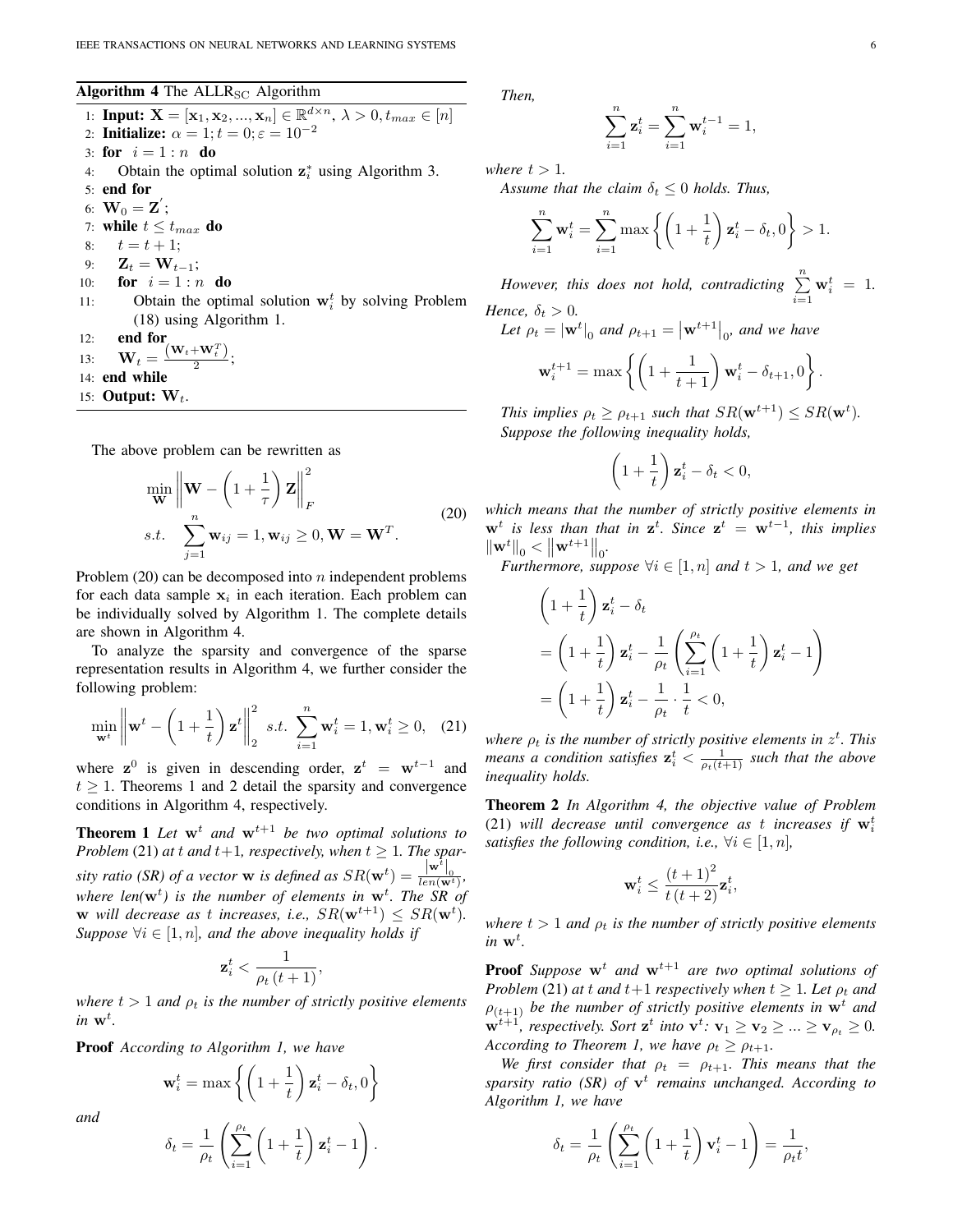**Algorithm 4** The $\text{ALLR}_{\text{SC}}$ Algorithm

```
1: Input: X = [x_1, x_2, ..., x_n] ∈ R^{d×n}, λ > 0, t_max ∈ [n]
2: Initialize: α = 1; t = 0; ε = 10^{-2}
3: for i = 1 : n do
4:     Obtain the optimal solution z_i^* using Algorithm 3.
5: end for
6: W_0 = Z';
7: while t ≤ t_max do
8:     t = t + 1;
9:     Z_t = W_{t-1};
10:    for i = 1 : n do
11:        Obtain the optimal solution w_i^t by solving Problem
           (18) using Algorithm 1.
12:    end for
13:    W_t = (W_t + W_t^T) / 2;
14: end while
15: Output: W_t.
```

The above problem can be rewritten as

$$\begin{aligned} &\min_{\mathbf{W}} \left\| \mathbf{W} - \left(1 + \frac{1}{\tau}\right) \mathbf{Z} \right\|_F^2 \\ &s.t. \quad \sum_{j=1}^{n} \mathbf{w}_{ij} = 1, \mathbf{w}_{ij} \geq 0, \mathbf{W} = \mathbf{W}^T. \end{aligned} \tag{20}$$

Problem (20) can be decomposed into $n$ independent problems for each data sample $\mathbf{x}_i$ in each iteration. Each problem can be individually solved by Algorithm 1. The complete details are shown in Algorithm 4.

To analyze the sparsity and convergence of the sparse representation results in Algorithm 4, we further consider the following problem:

$$\min_{\mathbf{w}^t} \left\| \mathbf{w}^t - \left(1 + \frac{1}{t}\right) \mathbf{z}^t \right\|_2^2 \;\; s.t. \;\; \sum_{i=1}^{n} \mathbf{w}_i^t = 1, \mathbf{w}_i^t \geq 0, \tag{21}$$

where $\mathbf{z}^0$ is given in descending order, $\mathbf{z}^t = \mathbf{w}^{t-1}$ and $t \geq 1$. Theorems 1 and 2 detail the sparsity and convergence conditions in Algorithm 4, respectively.

**Theorem 1** *Let $\mathbf{w}^t$ and $\mathbf{w}^{t+1}$ be two optimal solutions to Problem (21) at $t$ and $t+1$, respectively, when $t \geq 1$. The sparsity ratio (SR) of a vector $\mathbf{w}$ is defined as $SR(\mathbf{w}^t) = \frac{|\mathbf{w}^t|_0}{len(\mathbf{w}^t)}$, where $len(\mathbf{w}^t)$ is the number of elements in $\mathbf{w}^t$. The SR of $\mathbf{w}$ will decrease as $t$ increases, i.e., $SR(\mathbf{w}^{t+1}) \leq SR(\mathbf{w}^t)$. Suppose $\forall i \in [1, n]$, and the above inequality holds if*

$$\mathbf{z}_i^t < \frac{1}{\rho_t (t+1)},$$

*where $t > 1$ and $\rho_t$ is the number of strictly positive elements in $\mathbf{w}^t$.*

**Proof** *According to Algorithm 1, we have*

$$\mathbf{w}_i^t = \max\left\{ \left(1 + \frac{1}{t}\right) \mathbf{z}_i^t - \delta_t, 0 \right\}$$

*and*

$$\delta_t = \frac{1}{\rho_t} \left( \sum_{i=1}^{\rho_t} \left(1 + \frac{1}{t}\right) \mathbf{z}_i^t - 1 \right).$$

*Then,*

$$\sum_{i=1}^{n} \mathbf{z}_i^t = \sum_{i=1}^{n} \mathbf{w}_i^{t-1} = 1,$$

*where $t > 1$.*

*Assume that the claim $\delta_t \leq 0$ holds. Thus,*

$$\sum_{i=1}^{n} \mathbf{w}_i^t = \sum_{i=1}^{n} \max\left\{ \left(1 + \frac{1}{t}\right) \mathbf{z}_i^t - \delta_t, 0 \right\} > 1.$$

*However, this does not hold, contradicting $\sum_{i=1}^{n} \mathbf{w}_i^t = 1$. Hence, $\delta_t > 0$.*

*Let $\rho_t = |\mathbf{w}^t|_0$ and $\rho_{t+1} = |\mathbf{w}^{t+1}|_0$, and we have*

$$\mathbf{w}_i^{t+1} = \max\left\{ \left(1 + \frac{1}{t+1}\right) \mathbf{w}_i^t - \delta_{t+1}, 0 \right\}.$$

*This implies $\rho_t \geq \rho_{t+1}$ such that $SR(\mathbf{w}^{t+1}) \leq SR(\mathbf{w}^t)$.*

*Suppose the following inequality holds,*

$$\left(1 + \frac{1}{t}\right) \mathbf{z}_i^t - \delta_t < 0,$$

*which means that the number of strictly positive elements in $\mathbf{w}^t$ is less than that in $\mathbf{z}^t$. Since $\mathbf{z}^t = \mathbf{w}^{t-1}$, this implies $\|\mathbf{w}^t\|_0 < \|\mathbf{w}^{t+1}\|_0$.*

*Furthermore, suppose $\forall i \in [1, n]$ and $t > 1$, and we get*

$$\begin{aligned} &\left(1 + \frac{1}{t}\right) \mathbf{z}_i^t - \delta_t \\ &= \left(1 + \frac{1}{t}\right) \mathbf{z}_i^t - \frac{1}{\rho_t} \left( \sum_{i=1}^{\rho_t} \left(1 + \frac{1}{t}\right) \mathbf{z}_i^t - 1 \right) \\ &= \left(1 + \frac{1}{t}\right) \mathbf{z}_i^t - \frac{1}{\rho_t} \cdot \frac{1}{t} < 0, \end{aligned}$$

*where $\rho_t$ is the number of strictly positive elements in $z^t$. This means a condition satisfies $\mathbf{z}_i^t < \frac{1}{\rho_t (t+1)}$ such that the above inequality holds.*

**Theorem 2** *In Algorithm 4, the objective value of Problem (21) will decrease until convergence as $t$ increases if $\mathbf{w}_i^t$ satisfies the following condition, i.e., $\forall i \in [1, n]$,*

$$\mathbf{w}_i^t \leq \frac{(t+1)^2}{t(t+2)} \mathbf{z}_i^t,$$

*where $t > 1$ and $\rho_t$ is the number of strictly positive elements in $\mathbf{w}^t$.*

**Proof** *Suppose $\mathbf{w}^t$ and $\mathbf{w}^{t+1}$ are two optimal solutions of Problem (21) at $t$ and $t+1$ respectively when $t \geq 1$. Let $\rho_t$ and $\rho_{(t+1)}$ be the number of strictly positive elements in $\mathbf{w}^t$ and $\mathbf{w}^{t+1}$, respectively. Sort $\mathbf{z}^t$ into $\mathbf{v}^t$: $\mathbf{v}_1 \geq \mathbf{v}_2 \geq ... \geq \mathbf{v}_{\rho_t} \geq 0$. According to Theorem 1, we have $\rho_t \geq \rho_{t+1}$.*

*We first consider that $\rho_t = \rho_{t+1}$. This means that the sparsity ratio (SR) of $\mathbf{v}^t$ remains unchanged. According to Algorithm 1, we have*

$$\delta_t = \frac{1}{\rho_t} \left( \sum_{i=1}^{\rho_t} \left(1 + \frac{1}{t}\right) \mathbf{v}_i^t - 1 \right) = \frac{1}{\rho_t t},$$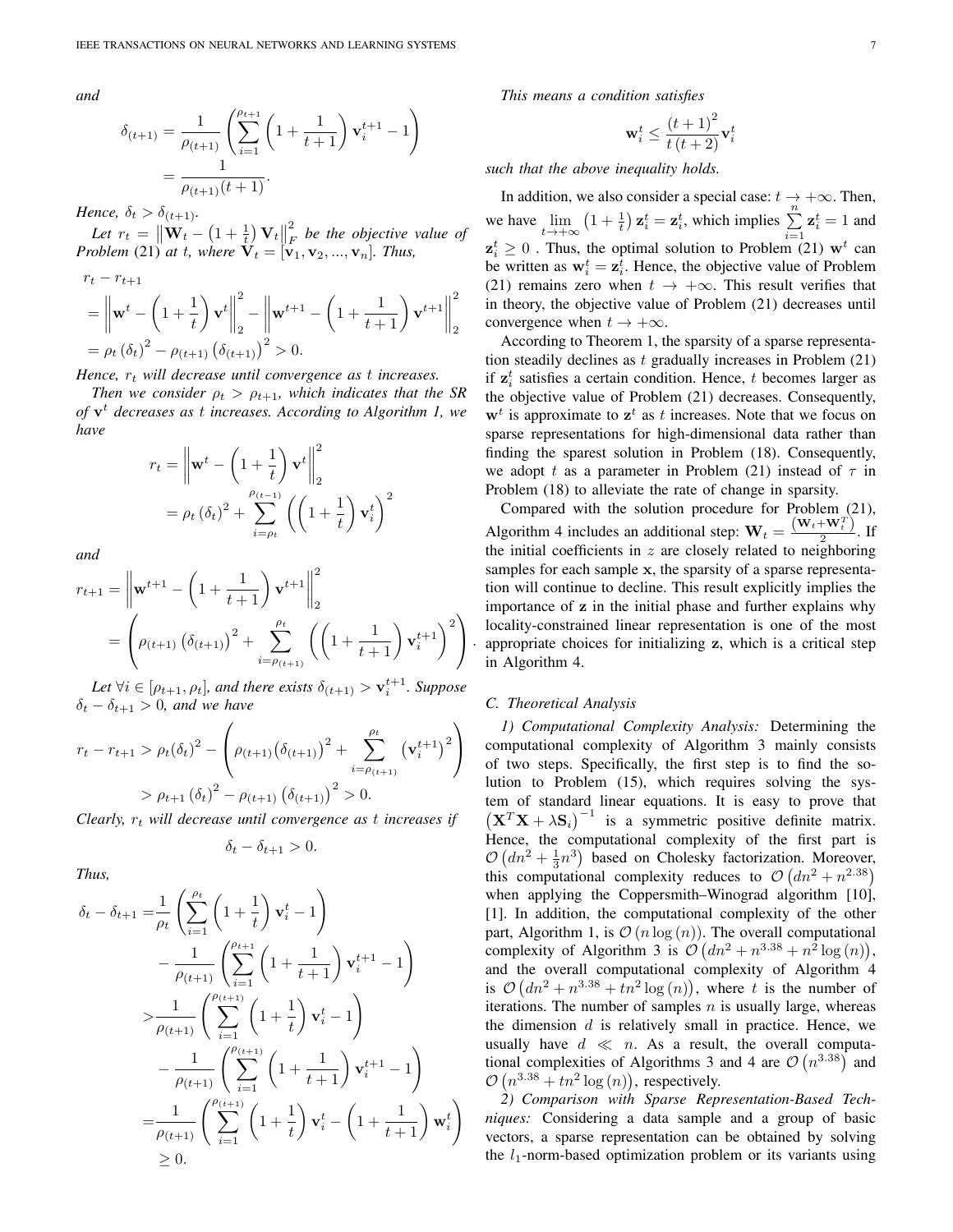*and*

$$\delta_{(t+1)} = \frac{1}{\rho_{(t+1)}}\left(\sum_{i=1}^{\rho_{t+1}}\left(1+\frac{1}{t+1}\right)\mathbf{v}_i^{t+1}-1\right) = \frac{1}{\rho_{(t+1)}(t+1)}.$$

*Hence,* $\delta_t > \delta_{(t+1)}$.

*Let* $r_t = \left\|\mathbf{W}_t - \left(1+\frac{1}{t}\right)\mathbf{V}_t\right\|_F^2$ *be the objective value of Problem* (21) *at* $t$, *where* $\mathbf{V}_t = [\mathbf{v}_1, \mathbf{v}_2, ..., \mathbf{v}_n]$. *Thus,*

$$\begin{aligned} & r_t - r_{t+1} \\ &= \left\|\mathbf{w}^t - \left(1+\frac{1}{t}\right)\mathbf{v}^t\right\|_2^2 - \left\|\mathbf{w}^{t+1} - \left(1+\frac{1}{t+1}\right)\mathbf{v}^{t+1}\right\|_2^2 \\ &= \rho_t\left(\delta_t\right)^2 - \rho_{(t+1)}\left(\delta_{(t+1)}\right)^2 > 0. \end{aligned}$$

*Hence,* $r_t$ *will decrease until convergence as* $t$ *increases.*

*Then we consider* $\rho_t > \rho_{t+1}$, *which indicates that the SR of* $\mathbf{v}^t$ *decreases as* $t$ *increases. According to Algorithm 1, we have*

$$\begin{aligned} r_t &= \left\|\mathbf{w}^t - \left(1+\frac{1}{t}\right)\mathbf{v}^t\right\|_2^2 \\ &= \rho_t\left(\delta_t\right)^2 + \sum_{i=\rho_t}^{\rho_{(t-1)}}\left(\left(1+\frac{1}{t}\right)\mathbf{v}_i^t\right)^2 \end{aligned}$$

*and*

$$\begin{aligned} r_{t+1} &= \left\|\mathbf{w}^{t+1} - \left(1+\frac{1}{t+1}\right)\mathbf{v}^{t+1}\right\|_2^2 \\ &= \left(\rho_{(t+1)}\left(\delta_{(t+1)}\right)^2 + \sum_{i=\rho_{(t+1)}}^{\rho_t}\left(\left(1+\frac{1}{t+1}\right)\mathbf{v}_i^{t+1}\right)^2\right). \end{aligned}$$

*Let* $\forall i \in [\rho_{t+1}, \rho_t]$, *and there exists* $\delta_{(t+1)} > \mathbf{v}_i^{t+1}$. *Suppose* $\delta_t - \delta_{t+1} > 0$, *and we have*

$$\begin{aligned} r_t - r_{t+1} &> \rho_t(\delta_t)^2 - \left(\rho_{(t+1)}\left(\delta_{(t+1)}\right)^2 + \sum_{i=\rho_{(t+1)}}^{\rho_t}\left(\mathbf{v}_i^{t+1}\right)^2\right) \\ &> \rho_{t+1}\left(\delta_t\right)^2 - \rho_{(t+1)}\left(\delta_{(t+1)}\right)^2 > 0. \end{aligned}$$

*Clearly,* $r_t$ *will decrease until convergence as* $t$ *increases if*

$$\delta_t - \delta_{t+1} > 0.$$

*Thus,*

$$\begin{aligned} \delta_t - \delta_{t+1} =& \frac{1}{\rho_t}\left(\sum_{i=1}^{\rho_t}\left(1+\frac{1}{t}\right)\mathbf{v}_i^t - 1\right) \\ & - \frac{1}{\rho_{(t+1)}}\left(\sum_{i=1}^{\rho_{t+1}}\left(1+\frac{1}{t+1}\right)\mathbf{v}_i^{t+1} - 1\right) \\ >& \frac{1}{\rho_{(t+1)}}\left(\sum_{i=1}^{\rho_{(t+1)}}\left(1+\frac{1}{t}\right)\mathbf{v}_i^t - 1\right) \\ & - \frac{1}{\rho_{(t+1)}}\left(\sum_{i=1}^{\rho_{(t+1)}}\left(1+\frac{1}{t+1}\right)\mathbf{v}_i^{t+1} - 1\right) \\ =& \frac{1}{\rho_{(t+1)}}\left(\sum_{i=1}^{\rho_{(t+1)}}\left(1+\frac{1}{t}\right)\mathbf{v}_i^t - \left(1+\frac{1}{t+1}\right)\mathbf{w}_i^t\right) \\ & \geq 0. \end{aligned}$$

*This means a condition satisfies*

$$\mathbf{w}_i^t \leq \frac{(t+1)^2}{t(t+2)}\mathbf{v}_i^t$$

*such that the above inequality holds.*

In addition, we also consider a special case: $t \to +\infty$. Then, we have $\lim_{t\to+\infty}\left(1+\frac{1}{t}\right)\mathbf{z}_i^t = \mathbf{z}_i^t$, which implies $\sum_{i=1}^{n}\mathbf{z}_i^t = 1$ and $\mathbf{z}_i^t \geq 0$ . Thus, the optimal solution to Problem (21) $\mathbf{w}^t$ can be written as $\mathbf{w}_i^t = \mathbf{z}_i^t$. Hence, the objective value of Problem (21) remains zero when $t \to +\infty$. This result verifies that in theory, the objective value of Problem (21) decreases until convergence when $t \to +\infty$.

According to Theorem 1, the sparsity of a sparse representation steadily declines as $t$ gradually increases in Problem (21) if $\mathbf{z}_i^t$ satisfies a certain condition. Hence, $t$ becomes larger as the objective value of Problem (21) decreases. Consequently, $\mathbf{w}^t$ is approximate to $\mathbf{z}^t$ as $t$ increases. Note that we focus on sparse representations for high-dimensional data rather than finding the sparest solution in Problem (18). Consequently, we adopt $t$ as a parameter in Problem (21) instead of $\tau$ in Problem (18) to alleviate the rate of change in sparsity.

Compared with the solution procedure for Problem (21), Algorithm 4 includes an additional step: $\mathbf{W}_t = \frac{(\mathbf{W}_t + \mathbf{W}_t^T)}{2}$. If the initial coefficients in $z$ are closely related to neighboring samples for each sample $\mathbf{x}$, the sparsity of a sparse representation will continue to decline. This result explicitly implies the importance of $\mathbf{z}$ in the initial phase and further explains why locality-constrained linear representation is one of the most appropriate choices for initializing $\mathbf{z}$, which is a critical step in Algorithm 4.

### C. Theoretical Analysis

*1) Computational Complexity Analysis:* Determining the computational complexity of Algorithm 3 mainly consists of two steps. Specifically, the first step is to find the solution to Problem (15), which requires solving the system of standard linear equations. It is easy to prove that $\left(\mathbf{X}^T\mathbf{X} + \lambda\mathbf{S}_i\right)^{-1}$ is a symmetric positive definite matrix. Hence, the computational complexity of the first part is $\mathcal{O}\left(dn^2 + \frac{1}{3}n^3\right)$ based on Cholesky factorization. Moreover, this computational complexity reduces to $\mathcal{O}\left(dn^2 + n^{2.38}\right)$ when applying the Coppersmith–Winograd algorithm [10], [1]. In addition, the computational complexity of the other part, Algorithm 1, is $\mathcal{O}\left(n\log(n)\right)$. The overall computational complexity of Algorithm 3 is $\mathcal{O}\left(dn^2 + n^{3.38} + n^2\log(n)\right)$, and the overall computational complexity of Algorithm 4 is $\mathcal{O}\left(dn^2 + n^{3.38} + tn^2\log(n)\right)$, where $t$ is the number of iterations. The number of samples $n$ is usually large, whereas the dimension $d$ is relatively small in practice. Hence, we usually have $d \ll n$. As a result, the overall computational complexities of Algorithms 3 and 4 are $\mathcal{O}\left(n^{3.38}\right)$ and $\mathcal{O}\left(n^{3.38} + tn^2\log(n)\right)$, respectively.

*2) Comparison with Sparse Representation-Based Techniques:* Considering a data sample and a group of basic vectors, a sparse representation can be obtained by solving the $l_1$-norm-based optimization problem or its variants using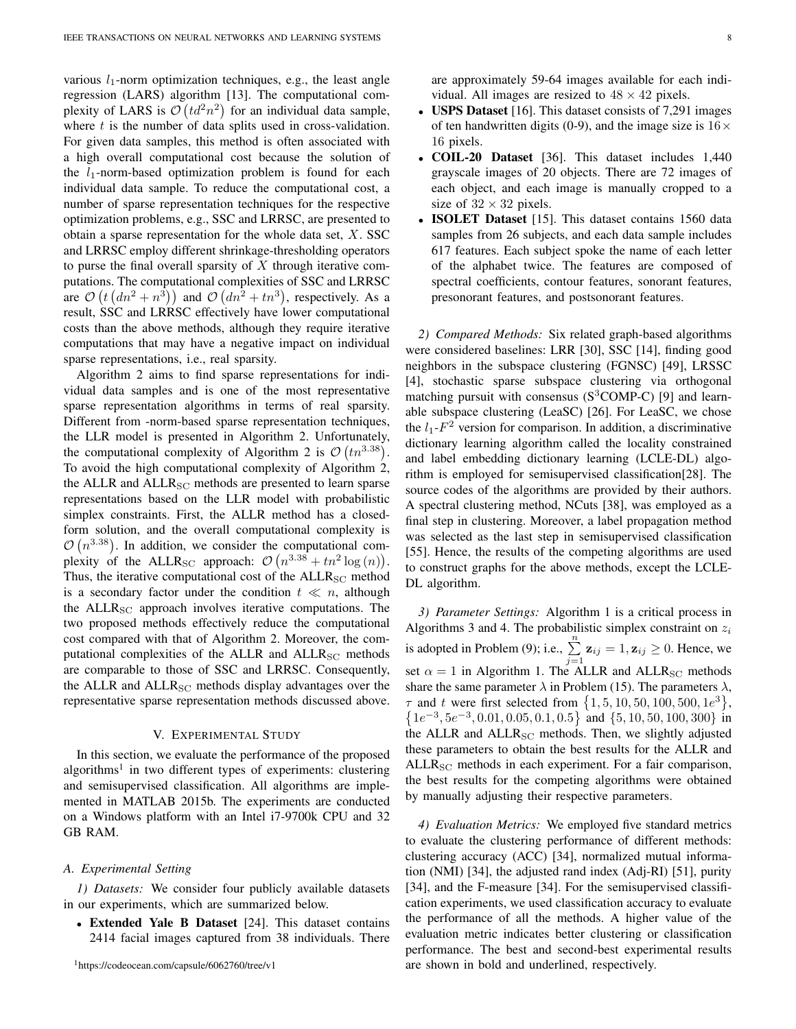various $l_1$-norm optimization techniques, e.g., the least angle regression (LARS) algorithm [13]. The computational complexity of LARS is $\mathcal{O}\left(td^2n^2\right)$ for an individual data sample, where $t$ is the number of data splits used in cross-validation. For given data samples, this method is often associated with a high overall computational cost because the solution of the $l_1$-norm-based optimization problem is found for each individual data sample. To reduce the computational cost, a number of sparse representation techniques for the respective optimization problems, e.g., SSC and LRRSC, are presented to obtain a sparse representation for the whole data set, $X$. SSC and LRRSC employ different shrinkage-thresholding operators to purse the final overall sparsity of $X$ through iterative computations. The computational complexities of SSC and LRRSC are $\mathcal{O}\left(t\left(dn^2+n^3\right)\right)$ and $\mathcal{O}\left(dn^2+tn^3\right)$, respectively. As a result, SSC and LRRSC effectively have lower computational costs than the above methods, although they require iterative computations that may have a negative impact on individual sparse representations, i.e., real sparsity.

Algorithm 2 aims to find sparse representations for individual data samples and is one of the most representative sparse representation algorithms in terms of real sparsity. Different from -norm-based sparse representation techniques, the LLR model is presented in Algorithm 2. Unfortunately, the computational complexity of Algorithm 2 is $\mathcal{O}\left(tn^{3.38}\right)$. To avoid the high computational complexity of Algorithm 2, the ALLR and ALLR$_{\mathrm{SC}}$ methods are presented to learn sparse representations based on the LLR model with probabilistic simplex constraints. First, the ALLR method has a closed-form solution, and the overall computational complexity is $\mathcal{O}\left(n^{3.38}\right)$. In addition, we consider the computational complexity of the ALLR$_{\mathrm{SC}}$ approach: $\mathcal{O}\left(n^{3.38}+tn^2\log\left(n\right)\right)$. Thus, the iterative computational cost of the ALLR$_{\mathrm{SC}}$ method is a secondary factor under the condition $t \ll n$, although the ALLR$_{\mathrm{SC}}$ approach involves iterative computations. The two proposed methods effectively reduce the computational cost compared with that of Algorithm 2. Moreover, the computational complexities of the ALLR and ALLR$_{\mathrm{SC}}$ methods are comparable to those of SSC and LRRSC. Consequently, the ALLR and ALLR$_{\mathrm{SC}}$ methods display advantages over the representative sparse representation methods discussed above.

## V. Experimental Study

In this section, we evaluate the performance of the proposed algorithms[1] in two different types of experiments: clustering and semisupervised classification. All algorithms are implemented in MATLAB 2015b. The experiments are conducted on a Windows platform with an Intel i7-9700k CPU and 32 GB RAM.

### A. Experimental Setting

*1) Datasets:* We consider four publicly available datasets in our experiments, which are summarized below.

- **Extended Yale B Dataset** [24]. This dataset contains 2414 facial images captured from 38 individuals. There are approximately 59-64 images available for each individual. All images are resized to $48 \times 42$ pixels.
- **USPS Dataset** [16]. This dataset consists of 7,291 images of ten handwritten digits (0-9), and the image size is $16 \times 16$ pixels.
- **COIL-20 Dataset** [36]. This dataset includes 1,440 grayscale images of 20 objects. There are 72 images of each object, and each image is manually cropped to a size of $32 \times 32$ pixels.
- **ISOLET Dataset** [15]. This dataset contains 1560 data samples from 26 subjects, and each data sample includes 617 features. Each subject spoke the name of each letter of the alphabet twice. The features are composed of spectral coefficients, contour features, sonorant features, presonorant features, and postsonorant features.

*2) Compared Methods:* Six related graph-based algorithms were considered baselines: LRR [30], SSC [14], finding good neighbors in the subspace clustering (FGNSC) [49], LRSSC [4], stochastic sparse subspace clustering via orthogonal matching pursuit with consensus (S$^3$COMP-C) [9] and learnable subspace clustering (LeaSC) [26]. For LeaSC, we chose the $l_1$-$F^2$ version for comparison. In addition, a discriminative dictionary learning algorithm called the locality constrained and label embedding dictionary learning (LCLE-DL) algorithm is employed for semisupervised classification[28]. The source codes of the algorithms are provided by their authors. A spectral clustering method, NCuts [38], was employed as a final step in clustering. Moreover, a label propagation method was selected as the last step in semisupervised classification [55]. Hence, the results of the competing algorithms are used to construct graphs for the above methods, except the LCLE-DL algorithm.

*3) Parameter Settings:* Algorithm 1 is a critical process in Algorithms 3 and 4. The probabilistic simplex constraint on $z_i$ is adopted in Problem (9); i.e., $\sum_{j=1}^{n}\mathbf{z}_{ij}=1, \mathbf{z}_{ij}\geq 0$. Hence, we set $\alpha=1$ in Algorithm 1. The ALLR and ALLR$_{\mathrm{SC}}$ methods share the same parameter $\lambda$ in Problem (15). The parameters $\lambda$, $\tau$ and $t$ were first selected from $\left\{1, 5, 10, 50, 100, 500, 1e^3\right\}$, $\left\{1e^{-3}, 5e^{-3}, 0.01, 0.05, 0.1, 0.5\right\}$ and $\{5, 10, 50, 100, 300\}$ in the ALLR and ALLR$_{\mathrm{SC}}$ methods. Then, we slightly adjusted these parameters to obtain the best results for the ALLR and ALLR$_{\mathrm{SC}}$ methods in each experiment. For a fair comparison, the best results for the competing algorithms were obtained by manually adjusting their respective parameters.

*4) Evaluation Metrics:* We employed five standard metrics to evaluate the clustering performance of different methods: clustering accuracy (ACC) [34], normalized mutual information (NMI) [34], the adjusted rand index (Adj-RI) [51], purity [34], and the F-measure [34]. For the semisupervised classification experiments, we used classification accuracy to evaluate the performance of all the methods. A higher value of the evaluation metric indicates better clustering or classification performance. The best and second-best experimental results are shown in bold and underlined, respectively.

[1] https://codeocean.com/capsule/6062760/tree/v1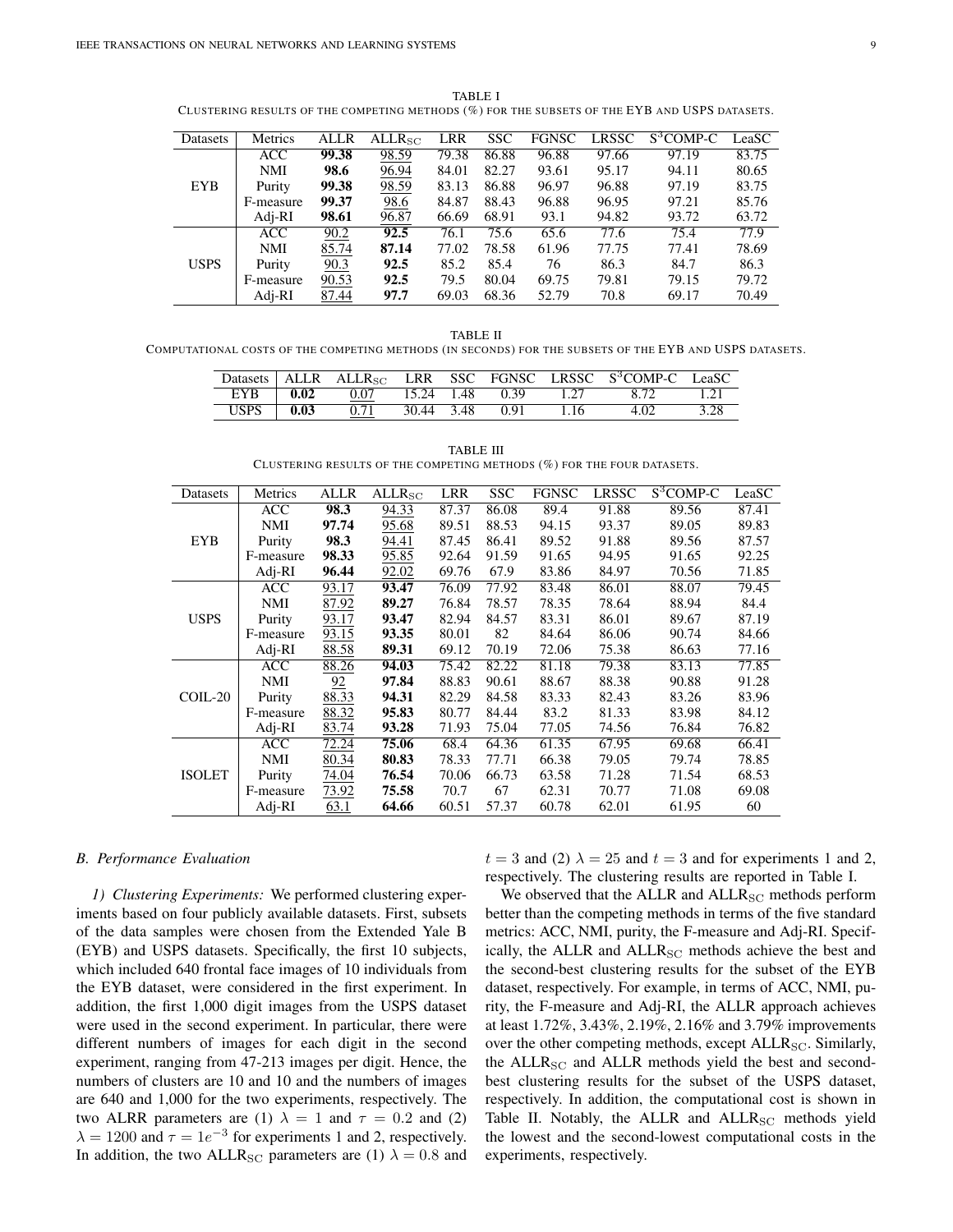TABLE I
CLUSTERING RESULTS OF THE COMPETING METHODS (%) FOR THE SUBSETS OF THE EYB AND USPS DATASETS.

| Datasets | Metrics | ALLR | $\text{ALLR}_{\text{SC}}$ | LRR | SSC | FGNSC | LRSSC | $\text{S}^3\text{COMP-C}$ | LeaSC |
|---|---|---|---|---|---|---|---|---|---|
| EYB | ACC | **99.38** | 98.59 | 79.38 | 86.88 | 96.88 | 97.66 | 97.19 | 83.75 |
| | NMI | **98.6** | 96.94 | 84.01 | 82.27 | 93.61 | 95.17 | 94.11 | 80.65 |
| | Purity | **99.38** | 98.59 | 83.13 | 86.88 | 96.97 | 96.88 | 97.19 | 83.75 |
| | F-measure | **99.37** | 98.6 | 84.87 | 88.43 | 96.88 | 96.95 | 97.21 | 85.76 |
| | Adj-RI | **98.61** | 96.87 | 66.69 | 68.91 | 93.1 | 94.82 | 93.72 | 63.72 |
| USPS | ACC | 90.2 | **92.5** | 76.1 | 75.6 | 65.6 | 77.6 | 75.4 | 77.9 |
| | NMI | 85.74 | **87.14** | 77.02 | 78.58 | 61.96 | 77.75 | 77.41 | 78.69 |
| | Purity | 90.3 | **92.5** | 85.2 | 85.4 | 76 | 86.3 | 84.7 | 86.3 |
| | F-measure | 90.53 | **92.5** | 79.5 | 80.04 | 69.75 | 79.81 | 79.15 | 79.72 |
| | Adj-RI | 87.44 | **97.7** | 69.03 | 68.36 | 52.79 | 70.8 | 69.17 | 70.49 |

TABLE II
COMPUTATIONAL COSTS OF THE COMPETING METHODS (IN SECONDS) FOR THE SUBSETS OF THE EYB AND USPS DATASETS.

| Datasets | ALLR | $\text{ALLR}_{\text{SC}}$ | LRR | SSC | FGNSC | LRSSC | $\text{S}^3\text{COMP-C}$ | LeaSC |
|---|---|---|---|---|---|---|---|---|
| EYB | **0.02** | 0.07 | 15.24 | 1.48 | 0.39 | 1.27 | 8.72 | 1.21 |
| USPS | **0.03** | 0.71 | 30.44 | 3.48 | 0.91 | 1.16 | 4.02 | 3.28 |

TABLE III
CLUSTERING RESULTS OF THE COMPETING METHODS (%) FOR THE FOUR DATASETS.

| Datasets | Metrics | ALLR | $\text{ALLR}_{\text{SC}}$ | LRR | SSC | FGNSC | LRSSC | $\text{S}^3\text{COMP-C}$ | LeaSC |
|---|---|---|---|---|---|---|---|---|---|
| EYB | ACC | **98.3** | 94.33 | 87.37 | 86.08 | 89.4 | 91.88 | 89.56 | 87.41 |
| | NMI | **97.74** | 95.68 | 89.51 | 88.53 | 94.15 | 93.37 | 89.05 | 89.83 |
| | Purity | **98.3** | 94.41 | 87.45 | 86.41 | 89.52 | 91.88 | 89.56 | 87.57 |
| | F-measure | **98.33** | 95.85 | 92.64 | 91.59 | 91.65 | 94.95 | 91.65 | 92.25 |
| | Adj-RI | **96.44** | 92.02 | 69.76 | 67.9 | 83.86 | 84.97 | 70.56 | 71.85 |
| USPS | ACC | 93.17 | **93.47** | 76.09 | 77.92 | 83.48 | 86.01 | 88.07 | 79.45 |
| | NMI | 87.92 | **89.27** | 76.84 | 78.57 | 78.35 | 78.64 | 88.94 | 84.4 |
| | Purity | 93.17 | **93.47** | 82.94 | 84.57 | 83.31 | 86.01 | 89.67 | 87.19 |
| | F-measure | 93.15 | **93.35** | 80.01 | 82 | 84.64 | 86.06 | 90.74 | 84.66 |
| | Adj-RI | 88.58 | **89.31** | 69.12 | 70.19 | 72.06 | 75.38 | 86.63 | 77.16 |
| COIL-20 | ACC | 88.26 | **94.03** | 75.42 | 82.22 | 81.18 | 79.38 | 83.13 | 77.85 |
| | NMI | 92 | **97.84** | 88.83 | 90.61 | 88.67 | 88.38 | 90.88 | 91.28 |
| | Purity | 88.33 | **94.31** | 82.29 | 84.58 | 83.33 | 82.43 | 83.26 | 83.96 |
| | F-measure | 88.32 | **95.83** | 80.77 | 84.44 | 83.2 | 81.33 | 83.98 | 84.12 |
| | Adj-RI | 83.74 | **93.28** | 71.93 | 75.04 | 77.05 | 74.56 | 76.84 | 76.82 |
| ISOLET | ACC | 72.24 | **75.06** | 68.4 | 64.36 | 61.35 | 67.95 | 69.68 | 66.41 |
| | NMI | 80.34 | **80.83** | 78.33 | 77.71 | 66.38 | 79.05 | 79.74 | 78.85 |
| | Purity | 74.04 | **76.54** | 70.06 | 66.73 | 63.58 | 71.28 | 71.54 | 68.53 |
| | F-measure | 73.92 | **75.58** | 70.7 | 67 | 62.31 | 70.77 | 71.08 | 69.08 |
| | Adj-RI | 63.1 | **64.66** | 60.51 | 57.37 | 60.78 | 62.01 | 61.95 | 60 |

### B. Performance Evaluation

*1) Clustering Experiments:* We performed clustering experiments based on four publicly available datasets. First, subsets of the data samples were chosen from the Extended Yale B (EYB) and USPS datasets. Specifically, the first 10 subjects, which included 640 frontal face images of 10 individuals from the EYB dataset, were considered in the first experiment. In addition, the first 1,000 digit images from the USPS dataset were used in the second experiment. In particular, there were different numbers of images for each digit in the second experiment, ranging from 47-213 images per digit. Hence, the numbers of clusters are 10 and 10 and the numbers of images are 640 and 1,000 for the two experiments, respectively. The two ALRR parameters are (1) $\lambda = 1$ and $\tau = 0.2$ and (2) $\lambda = 1200$ and $\tau = 1e^{-3}$ for experiments 1 and 2, respectively. In addition, the two $\text{ALLR}_{\text{SC}}$ parameters are (1) $\lambda = 0.8$ and $t = 3$ and (2) $\lambda = 25$ and $t = 3$ and for experiments 1 and 2, respectively. The clustering results are reported in Table I.

We observed that the ALLR and $\text{ALLR}_{\text{SC}}$ methods perform better than the competing methods in terms of the five standard metrics: ACC, NMI, purity, the F-measure and Adj-RI. Specifically, the ALLR and $\text{ALLR}_{\text{SC}}$ methods achieve the best and the second-best clustering results for the subset of the EYB dataset, respectively. For example, in terms of ACC, NMI, purity, the F-measure and Adj-RI, the ALLR approach achieves at least 1.72%, 3.43%, 2.19%, 2.16% and 3.79% improvements over the other competing methods, except $\text{ALLR}_{\text{SC}}$. Similarly, the $\text{ALLR}_{\text{SC}}$ and ALLR methods yield the best and second-best clustering results for the subset of the USPS dataset, respectively. In addition, the computational cost is shown in Table II. Notably, the ALLR and $\text{ALLR}_{\text{SC}}$ methods yield the lowest and the second-lowest computational costs in the experiments, respectively.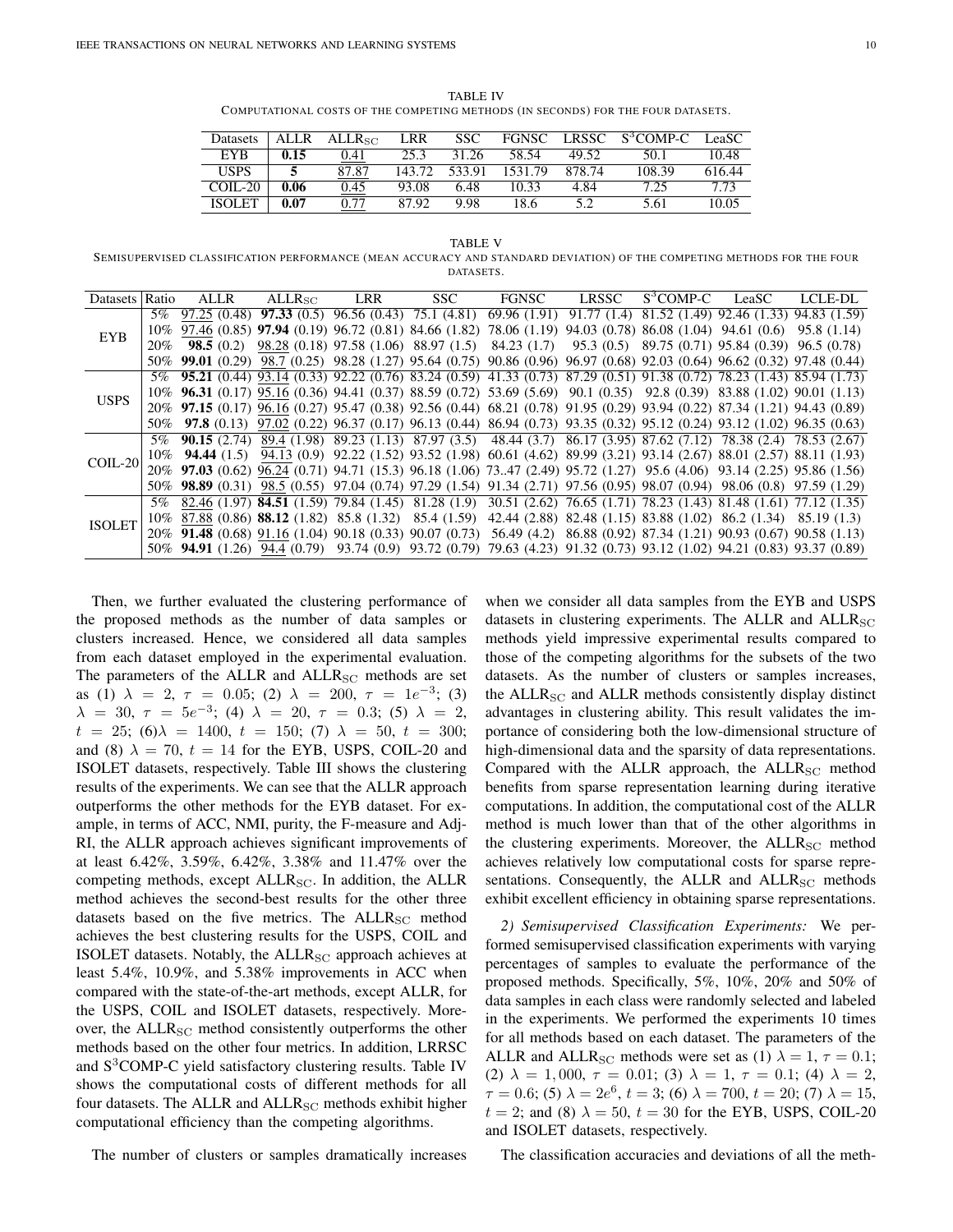TABLE IV
COMPUTATIONAL COSTS OF THE COMPETING METHODS (IN SECONDS) FOR THE FOUR DATASETS.

| Datasets | ALLR | $\text{ALLR}_{\text{SC}}$ | LRR | SSC | FGNSC | LRSSC | $\text{S}^3$COMP-C | LeaSC |
|---|---|---|---|---|---|---|---|---|
| EYB | **0.15** | <u>0.41</u> | 25.3 | 31.26 | 58.54 | 49.52 | 50.1 | 10.48 |
| USPS | **5** | <u>87.87</u> | 143.72 | 533.91 | 1531.79 | 878.74 | 108.39 | 616.44 |
| COIL-20 | **0.06** | <u>0.45</u> | 93.08 | 6.48 | 10.33 | 4.84 | 7.25 | 7.73 |
| ISOLET | **0.07** | <u>0.77</u> | 87.92 | 9.98 | 18.6 | 5.2 | 5.61 | 10.05 |

TABLE V
SEMISUPERVISED CLASSIFICATION PERFORMANCE (MEAN ACCURACY AND STANDARD DEVIATION) OF THE COMPETING METHODS FOR THE FOUR DATASETS.

| Datasets | Ratio | ALLR | $\text{ALLR}_{\text{SC}}$ | LRR | SSC | FGNSC | LRSSC | $\text{S}^3$COMP-C | LeaSC | LCLE-DL |
|---|---|---|---|---|---|---|---|---|---|---|
| EYB | 5% | <u>97.25</u> (0.48) | **97.33** (0.5) | 96.56 (0.43) | 75.1 (4.81) | 69.96 (1.91) | 91.77 (1.4) | 81.52 (1.49) | 92.46 (1.33) | 94.83 (1.59) |
| | 10% | <u>97.46</u> (0.85) | **97.94** (0.19) | 96.72 (0.81) | 84.66 (1.82) | 78.06 (1.19) | 94.03 (0.78) | 86.08 (1.04) | 94.61 (0.6) | 95.8 (1.14) |
| | 20% | **98.5** (0.2) | <u>98.28</u> (0.18) | 97.58 (1.06) | 88.97 (1.5) | 84.23 (1.7) | 95.3 (0.5) | 89.75 (0.71) | 95.84 (0.39) | 96.5 (0.78) |
| | 50% | **99.01** (0.29) | <u>98.7</u> (0.25) | 98.28 (1.27) | 95.64 (0.75) | 90.86 (0.96) | 96.97 (0.68) | 92.03 (0.64) | 96.62 (0.32) | 97.48 (0.44) |
| USPS | 5% | **95.21** (0.44) | <u>93.14</u> (0.33) | 92.22 (0.76) | 83.24 (0.59) | 41.33 (0.73) | 87.29 (0.51) | 91.38 (0.72) | 78.23 (1.43) | 85.94 (1.73) |
| | 10% | **96.31** (0.17) | <u>95.16</u> (0.36) | 94.41 (0.37) | 88.59 (0.72) | 53.69 (5.69) | 90.1 (0.35) | 92.8 (0.39) | 83.88 (1.02) | 90.01 (1.13) |
| | 20% | **97.15** (0.17) | <u>96.16</u> (0.27) | 95.47 (0.38) | 92.56 (0.44) | 68.21 (0.78) | 91.95 (0.29) | 93.94 (0.22) | 87.34 (1.21) | 94.43 (0.89) |
| | 50% | **97.8** (0.13) | <u>97.02</u> (0.22) | 96.37 (0.17) | 96.13 (0.44) | 86.94 (0.73) | 93.35 (0.32) | 95.12 (0.24) | 93.12 (1.02) | 96.35 (0.63) |
| COIL-20 | 5% | **90.15** (2.74) | <u>89.4</u> (1.98) | 89.23 (1.13) | 87.97 (3.5) | 48.44 (3.7) | 86.17 (3.95) | 87.62 (7.12) | 78.38 (2.4) | 78.53 (2.67) |
| | 10% | **94.44** (1.5) | <u>94.13</u> (0.9) | 92.22 (1.52) | 93.52 (1.98) | 60.61 (4.62) | 89.99 (3.21) | 93.14 (2.67) | 88.01 (2.57) | 88.11 (1.93) |
| | 20% | **97.03** (0.62) | <u>96.24</u> (0.71) | 94.71 (15.3) | 96.18 (1.06) | 73..47 (2.49) | 95.72 (1.27) | 95.6 (4.06) | 93.14 (2.25) | 95.86 (1.56) |
| | 50% | **98.89** (0.31) | <u>98.5</u> (0.55) | 97.04 (0.74) | 97.29 (1.54) | 91.34 (2.71) | 97.56 (0.95) | 98.07 (0.94) | 98.06 (0.8) | 97.59 (1.29) |
| ISOLET | 5% | <u>82.46</u> (1.97) | **84.51** (1.59) | 79.84 (1.45) | 81.28 (1.9) | 30.51 (2.62) | 76.65 (1.71) | 78.23 (1.43) | 81.48 (1.61) | 77.12 (1.35) |
| | 10% | <u>87.88</u> (0.86) | **88.12** (1.82) | 85.8 (1.32) | 85.4 (1.59) | 42.44 (2.88) | 82.48 (1.15) | 83.88 (1.02) | 86.2 (1.34) | 85.19 (1.3) |
| | 20% | **91.48** (0.68) | <u>91.16</u> (1.04) | 90.18 (0.33) | 90.07 (0.73) | 56.49 (4.2) | 86.88 (0.92) | 87.34 (1.21) | 90.93 (0.67) | 90.58 (1.13) |
| | 50% | **94.91** (1.26) | <u>94.4</u> (0.79) | 93.74 (0.9) | 93.72 (0.79) | 79.63 (4.23) | 91.32 (0.73) | 93.12 (1.02) | 94.21 (0.83) | 93.37 (0.89) |

Then, we further evaluated the clustering performance of the proposed methods as the number of data samples or clusters increased. Hence, we considered all data samples from each dataset employed in the experimental evaluation. The parameters of the ALLR and $\text{ALLR}_{\text{SC}}$ methods are set as (1) $\lambda = 2$, $\tau = 0.05$; (2) $\lambda = 200$, $\tau = 1e^{-3}$; (3) $\lambda = 30$, $\tau = 5e^{-3}$; (4) $\lambda = 20$, $\tau = 0.3$; (5) $\lambda = 2$, $t = 25$; (6)$\lambda = 1400$, $t = 150$; (7) $\lambda = 50$, $t = 300$; and (8) $\lambda = 70$, $t = 14$ for the EYB, USPS, COIL-20 and ISOLET datasets, respectively. Table III shows the clustering results of the experiments. We can see that the ALLR approach outperforms the other methods for the EYB dataset. For example, in terms of ACC, NMI, purity, the F-measure and Adj-RI, the ALLR approach achieves significant improvements of at least 6.42%, 3.59%, 6.42%, 3.38% and 11.47% over the competing methods, except $\text{ALLR}_{\text{SC}}$. In addition, the ALLR method achieves the second-best results for the other three datasets based on the five metrics. The $\text{ALLR}_{\text{SC}}$ method achieves the best clustering results for the USPS, COIL and ISOLET datasets. Notably, the $\text{ALLR}_{\text{SC}}$ approach achieves at least 5.4%, 10.9%, and 5.38% improvements in ACC when compared with the state-of-the-art methods, except ALLR, for the USPS, COIL and ISOLET datasets, respectively. Moreover, the $\text{ALLR}_{\text{SC}}$ method consistently outperforms the other methods based on the other four metrics. In addition, LRRSC and $\text{S}^3$COMP-C yield satisfactory clustering results. Table IV shows the computational costs of different methods for all four datasets. The ALLR and $\text{ALLR}_{\text{SC}}$ methods exhibit higher computational efficiency than the competing algorithms.

The number of clusters or samples dramatically increases when we consider all data samples from the EYB and USPS datasets in clustering experiments. The ALLR and $\text{ALLR}_{\text{SC}}$ methods yield impressive experimental results compared to those of the competing algorithms for the subsets of the two datasets. As the number of clusters or samples increases, the $\text{ALLR}_{\text{SC}}$ and ALLR methods consistently display distinct advantages in clustering ability. This result validates the importance of considering both the low-dimensional structure of high-dimensional data and the sparsity of data representations. Compared with the ALLR approach, the $\text{ALLR}_{\text{SC}}$ method benefits from sparse representation learning during iterative computations. In addition, the computational cost of the ALLR method is much lower than that of the other algorithms in the clustering experiments. Moreover, the $\text{ALLR}_{\text{SC}}$ method achieves relatively low computational costs for sparse representations. Consequently, the ALLR and $\text{ALLR}_{\text{SC}}$ methods exhibit excellent efficiency in obtaining sparse representations.

*2) Semisupervised Classification Experiments:* We performed semisupervised classification experiments with varying percentages of samples to evaluate the performance of the proposed methods. Specifically, 5%, 10%, 20% and 50% of data samples in each class were randomly selected and labeled in the experiments. We performed the experiments 10 times for all methods based on each dataset. The parameters of the ALLR and $\text{ALLR}_{\text{SC}}$ methods were set as (1) $\lambda = 1$, $\tau = 0.1$; (2) $\lambda = 1{,}000$, $\tau = 0.01$; (3) $\lambda = 1$, $\tau = 0.1$; (4) $\lambda = 2$, $\tau = 0.6$; (5) $\lambda = 2e^6$, $t = 3$; (6) $\lambda = 700$, $t = 20$; (7) $\lambda = 15$, $t = 2$; and (8) $\lambda = 50$, $t = 30$ for the EYB, USPS, COIL-20 and ISOLET datasets, respectively.

The classification accuracies and deviations of all the meth-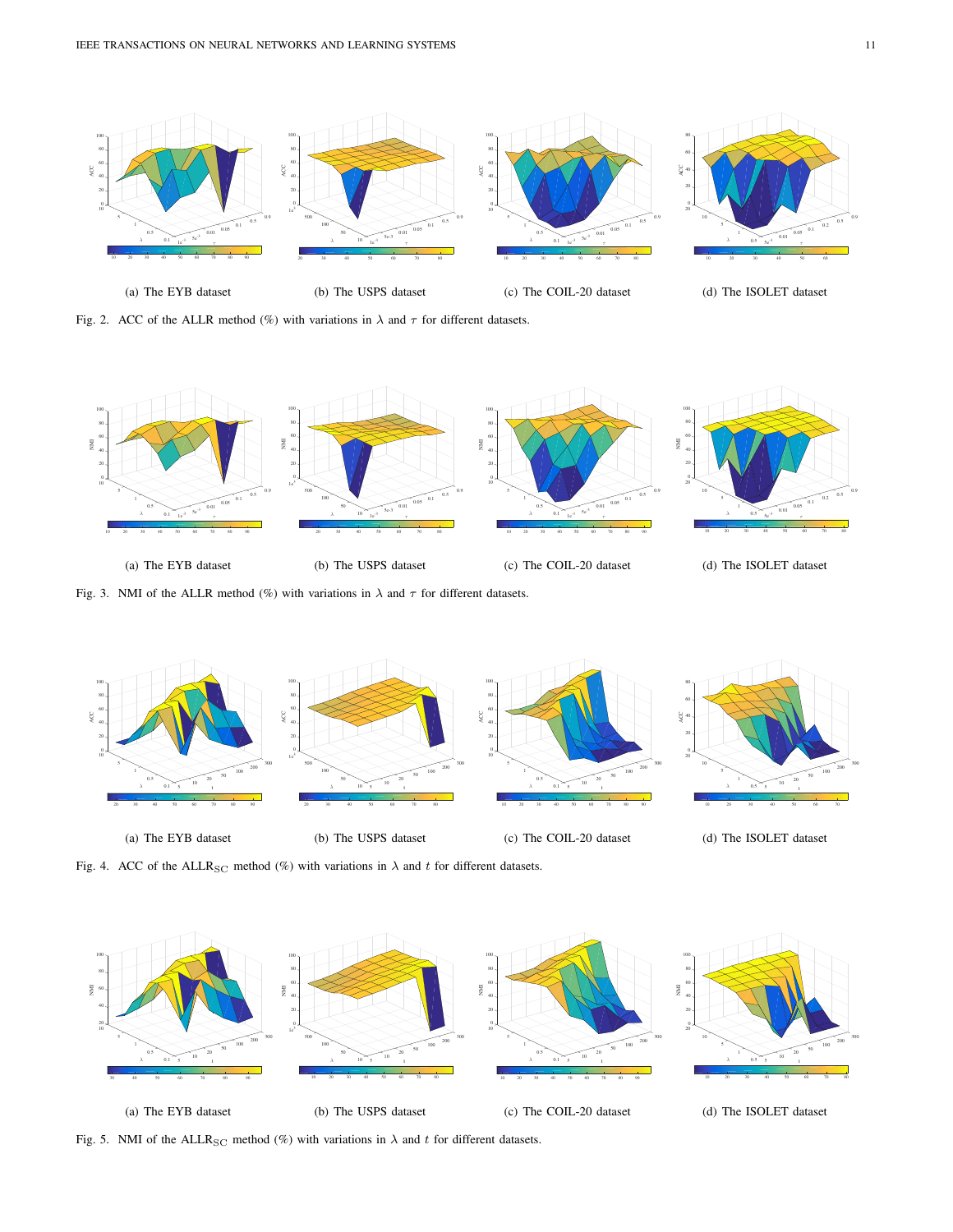(a) The EYB dataset

(b) The USPS dataset

(c) The COIL-20 dataset

(d) The ISOLET dataset

Fig. 2. ACC of the ALLR method (%) with variations in $\lambda$ and $\tau$ for different datasets.

(a) The EYB dataset

(b) The USPS dataset

(c) The COIL-20 dataset

(d) The ISOLET dataset

Fig. 3. NMI of the ALLR method (%) with variations in $\lambda$ and $\tau$ for different datasets.

(a) The EYB dataset

(b) The USPS dataset

(c) The COIL-20 dataset

(d) The ISOLET dataset

Fig. 4. ACC of the $\text{ALLR}_{\text{SC}}$ method (%) with variations in $\lambda$ and $t$ for different datasets.

(a) The EYB dataset

(b) The USPS dataset

(c) The COIL-20 dataset

(d) The ISOLET dataset

Fig. 5. NMI of the $\text{ALLR}_{\text{SC}}$ method (%) with variations in $\lambda$ and $t$ for different datasets.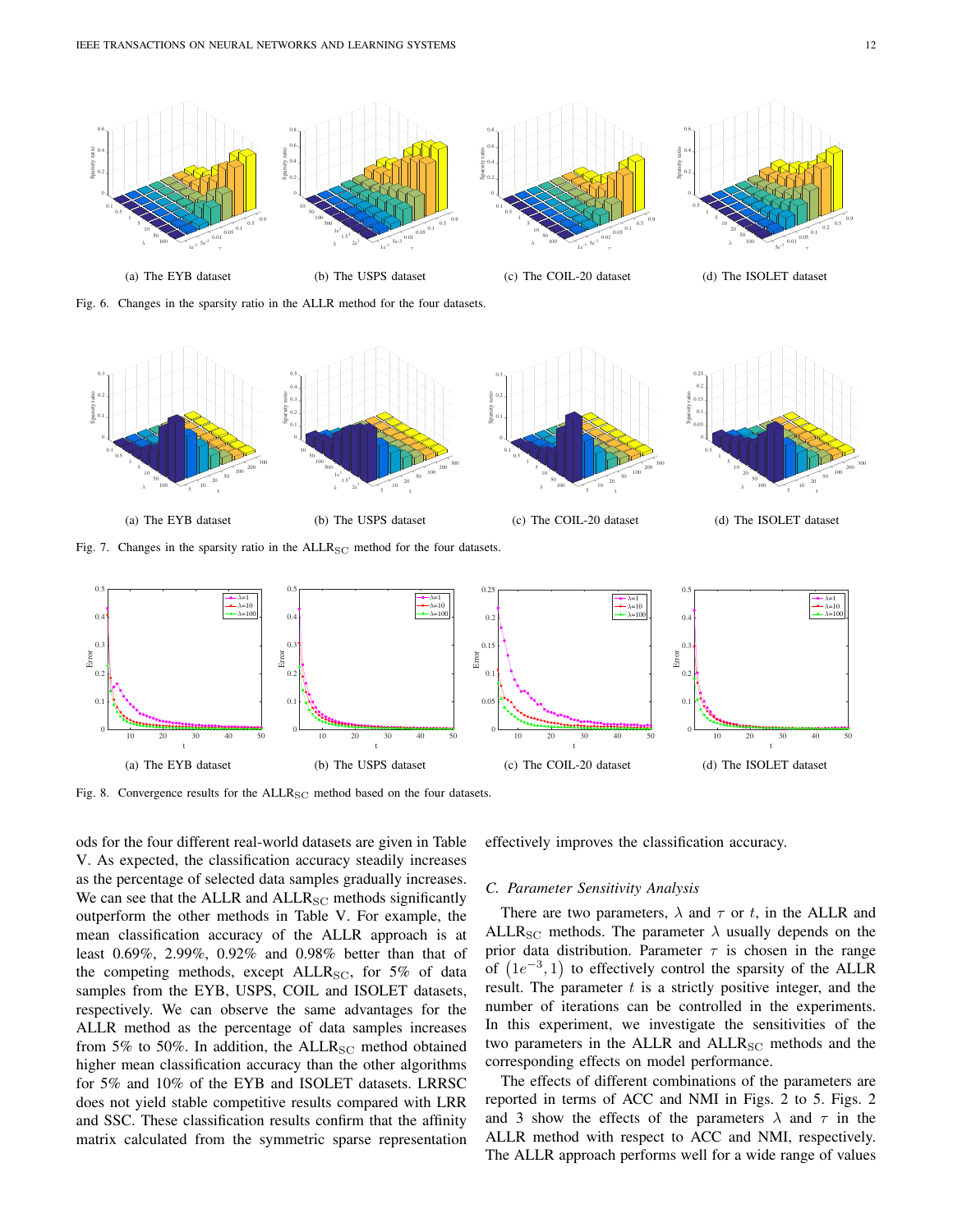(a) The EYB dataset (b) The USPS dataset (c) The COIL-20 dataset (d) The ISOLET dataset

Fig. 6. Changes in the sparsity ratio in the ALLR method for the four datasets.

(a) The EYB dataset (b) The USPS dataset (c) The COIL-20 dataset (d) The ISOLET dataset

Fig. 7. Changes in the sparsity ratio in the $\text{ALLR}_{\text{SC}}$ method for the four datasets.

(a) The EYB dataset (b) The USPS dataset (c) The COIL-20 dataset (d) The ISOLET dataset

Fig. 8. Convergence results for the $\text{ALLR}_{\text{SC}}$ method based on the four datasets.

ods for the four different real-world datasets are given in Table V. As expected, the classification accuracy steadily increases as the percentage of selected data samples gradually increases. We can see that the ALLR and $\text{ALLR}_{\text{SC}}$ methods significantly outperform the other methods in Table V. For example, the mean classification accuracy of the ALLR approach is at least 0.69%, 2.99%, 0.92% and 0.98% better than that of the competing methods, except $\text{ALLR}_{\text{SC}}$, for 5% of data samples from the EYB, USPS, COIL and ISOLET datasets, respectively. We can observe the same advantages for the ALLR method as the percentage of data samples increases from 5% to 50%. In addition, the $\text{ALLR}_{\text{SC}}$ method obtained higher mean classification accuracy than the other algorithms for 5% and 10% of the EYB and ISOLET datasets. LRRSC does not yield stable competitive results compared with LRR and SSC. These classification results confirm that the affinity matrix calculated from the symmetric sparse representation effectively improves the classification accuracy.

### C. Parameter Sensitivity Analysis

There are two parameters, $\lambda$ and $\tau$ or $t$, in the ALLR and $\text{ALLR}_{\text{SC}}$ methods. The parameter $\lambda$ usually depends on the prior data distribution. Parameter $\tau$ is chosen in the range of $\left(1e^{-3}, 1\right)$ to effectively control the sparsity of the ALLR result. The parameter $t$ is a strictly positive integer, and the number of iterations can be controlled in the experiments. In this experiment, we investigate the sensitivities of the two parameters in the ALLR and $\text{ALLR}_{\text{SC}}$ methods and the corresponding effects on model performance.

The effects of different combinations of the parameters are reported in terms of ACC and NMI in Figs. 2 to 5. Figs. 2 and 3 show the effects of the parameters $\lambda$ and $\tau$ in the ALLR method with respect to ACC and NMI, respectively. The ALLR approach performs well for a wide range of values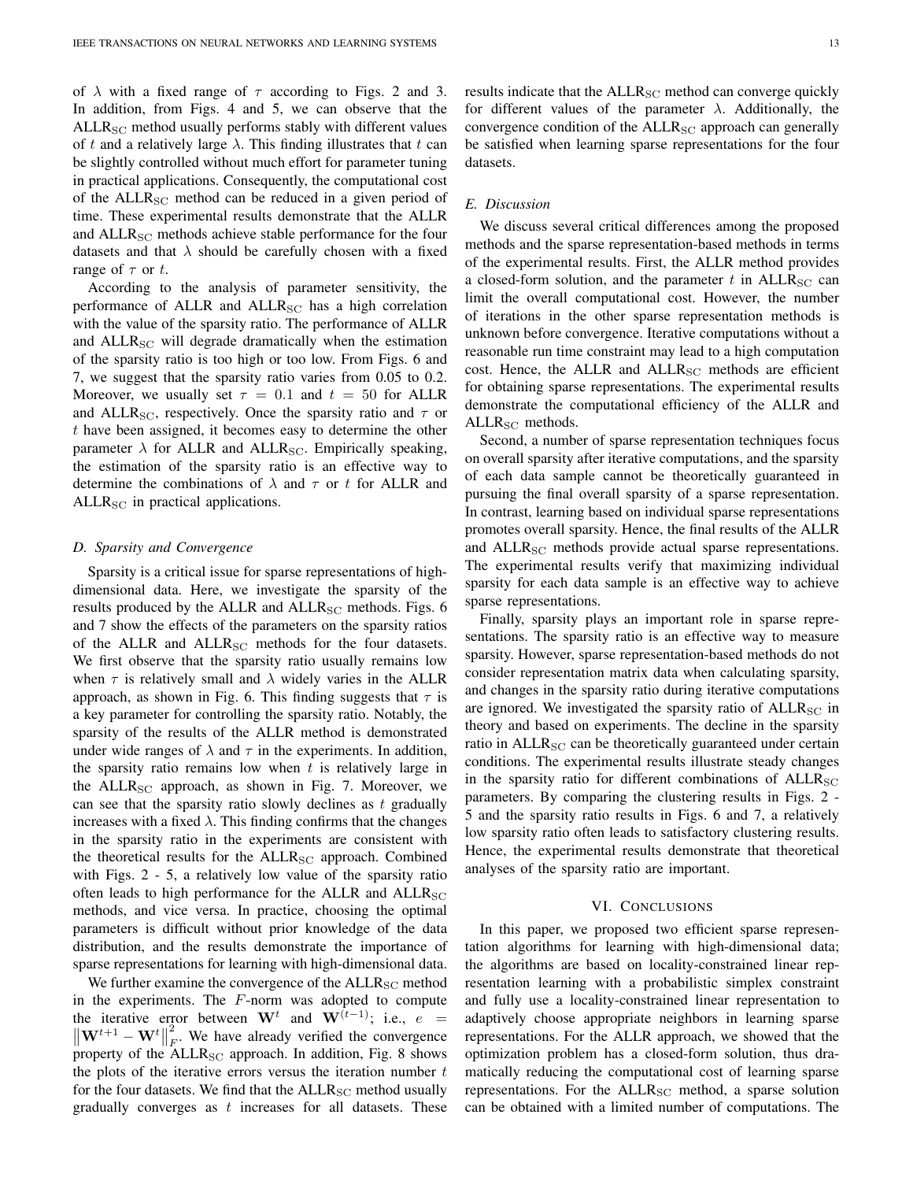of $\lambda$ with a fixed range of $\tau$ according to Figs. 2 and 3. In addition, from Figs. 4 and 5, we can observe that the $\text{ALLR}_{\text{SC}}$ method usually performs stably with different values of $t$ and a relatively large $\lambda$. This finding illustrates that $t$ can be slightly controlled without much effort for parameter tuning in practical applications. Consequently, the computational cost of the $\text{ALLR}_{\text{SC}}$ method can be reduced in a given period of time. These experimental results demonstrate that the ALLR and $\text{ALLR}_{\text{SC}}$ methods achieve stable performance for the four datasets and that $\lambda$ should be carefully chosen with a fixed range of $\tau$ or $t$.

According to the analysis of parameter sensitivity, the performance of ALLR and $\text{ALLR}_{\text{SC}}$ has a high correlation with the value of the sparsity ratio. The performance of ALLR and $\text{ALLR}_{\text{SC}}$ will degrade dramatically when the estimation of the sparsity ratio is too high or too low. From Figs. 6 and 7, we suggest that the sparsity ratio varies from 0.05 to 0.2. Moreover, we usually set $\tau = 0.1$ and $t = 50$ for ALLR and $\text{ALLR}_{\text{SC}}$, respectively. Once the sparsity ratio and $\tau$ or $t$ have been assigned, it becomes easy to determine the other parameter $\lambda$ for ALLR and $\text{ALLR}_{\text{SC}}$. Empirically speaking, the estimation of the sparsity ratio is an effective way to determine the combinations of $\lambda$ and $\tau$ or $t$ for ALLR and $\text{ALLR}_{\text{SC}}$ in practical applications.

### D. Sparsity and Convergence

Sparsity is a critical issue for sparse representations of high-dimensional data. Here, we investigate the sparsity of the results produced by the ALLR and $\text{ALLR}_{\text{SC}}$ methods. Figs. 6 and 7 show the effects of the parameters on the sparsity ratios of the ALLR and $\text{ALLR}_{\text{SC}}$ methods for the four datasets. We first observe that the sparsity ratio usually remains low when $\tau$ is relatively small and $\lambda$ widely varies in the ALLR approach, as shown in Fig. 6. This finding suggests that $\tau$ is a key parameter for controlling the sparsity ratio. Notably, the sparsity of the results of the ALLR method is demonstrated under wide ranges of $\lambda$ and $\tau$ in the experiments. In addition, the sparsity ratio remains low when $t$ is relatively large in the $\text{ALLR}_{\text{SC}}$ approach, as shown in Fig. 7. Moreover, we can see that the sparsity ratio slowly declines as $t$ gradually increases with a fixed $\lambda$. This finding confirms that the changes in the sparsity ratio in the experiments are consistent with the theoretical results for the $\text{ALLR}_{\text{SC}}$ approach. Combined with Figs. 2 - 5, a relatively low value of the sparsity ratio often leads to high performance for the ALLR and $\text{ALLR}_{\text{SC}}$ methods, and vice versa. In practice, choosing the optimal parameters is difficult without prior knowledge of the data distribution, and the results demonstrate the importance of sparse representations for learning with high-dimensional data.

We further examine the convergence of the $\text{ALLR}_{\text{SC}}$ method in the experiments. The $F$-norm was adopted to compute the iterative error between $\mathbf{W}^t$ and $\mathbf{W}^{(t-1)}$; i.e., $e = \left\|\mathbf{W}^{t+1} - \mathbf{W}^t\right\|_F^2$. We have already verified the convergence property of the $\text{ALLR}_{\text{SC}}$ approach. In addition, Fig. 8 shows the plots of the iterative errors versus the iteration number $t$ for the four datasets. We find that the $\text{ALLR}_{\text{SC}}$ method usually gradually converges as $t$ increases for all datasets. These results indicate that the $\text{ALLR}_{\text{SC}}$ method can converge quickly for different values of the parameter $\lambda$. Additionally, the convergence condition of the $\text{ALLR}_{\text{SC}}$ approach can generally be satisfied when learning sparse representations for the four datasets.

### E. Discussion

We discuss several critical differences among the proposed methods and the sparse representation-based methods in terms of the experimental results. First, the ALLR method provides a closed-form solution, and the parameter $t$ in $\text{ALLR}_{\text{SC}}$ can limit the overall computational cost. However, the number of iterations in the other sparse representation methods is unknown before convergence. Iterative computations without a reasonable run time constraint may lead to a high computation cost. Hence, the ALLR and $\text{ALLR}_{\text{SC}}$ methods are efficient for obtaining sparse representations. The experimental results demonstrate the computational efficiency of the ALLR and $\text{ALLR}_{\text{SC}}$ methods.

Second, a number of sparse representation techniques focus on overall sparsity after iterative computations, and the sparsity of each data sample cannot be theoretically guaranteed in pursuing the final overall sparsity of a sparse representation. In contrast, learning based on individual sparse representations promotes overall sparsity. Hence, the final results of the ALLR and $\text{ALLR}_{\text{SC}}$ methods provide actual sparse representations. The experimental results verify that maximizing individual sparsity for each data sample is an effective way to achieve sparse representations.

Finally, sparsity plays an important role in sparse representations. The sparsity ratio is an effective way to measure sparsity. However, sparse representation-based methods do not consider representation matrix data when calculating sparsity, and changes in the sparsity ratio during iterative computations are ignored. We investigated the sparsity ratio of $\text{ALLR}_{\text{SC}}$ in theory and based on experiments. The decline in the sparsity ratio in $\text{ALLR}_{\text{SC}}$ can be theoretically guaranteed under certain conditions. The experimental results illustrate steady changes in the sparsity ratio for different combinations of $\text{ALLR}_{\text{SC}}$ parameters. By comparing the clustering results in Figs. 2 - 5 and the sparsity ratio results in Figs. 6 and 7, a relatively low sparsity ratio often leads to satisfactory clustering results. Hence, the experimental results demonstrate that theoretical analyses of the sparsity ratio are important.

## VI. Conclusions

In this paper, we proposed two efficient sparse representation algorithms for learning with high-dimensional data; the algorithms are based on locality-constrained linear representation learning with a probabilistic simplex constraint and fully use a locality-constrained linear representation to adaptively choose appropriate neighbors in learning sparse representations. For the ALLR approach, we showed that the optimization problem has a closed-form solution, thus dramatically reducing the computational cost of learning sparse representations. For the $\text{ALLR}_{\text{SC}}$ method, a sparse solution can be obtained with a limited number of computations. The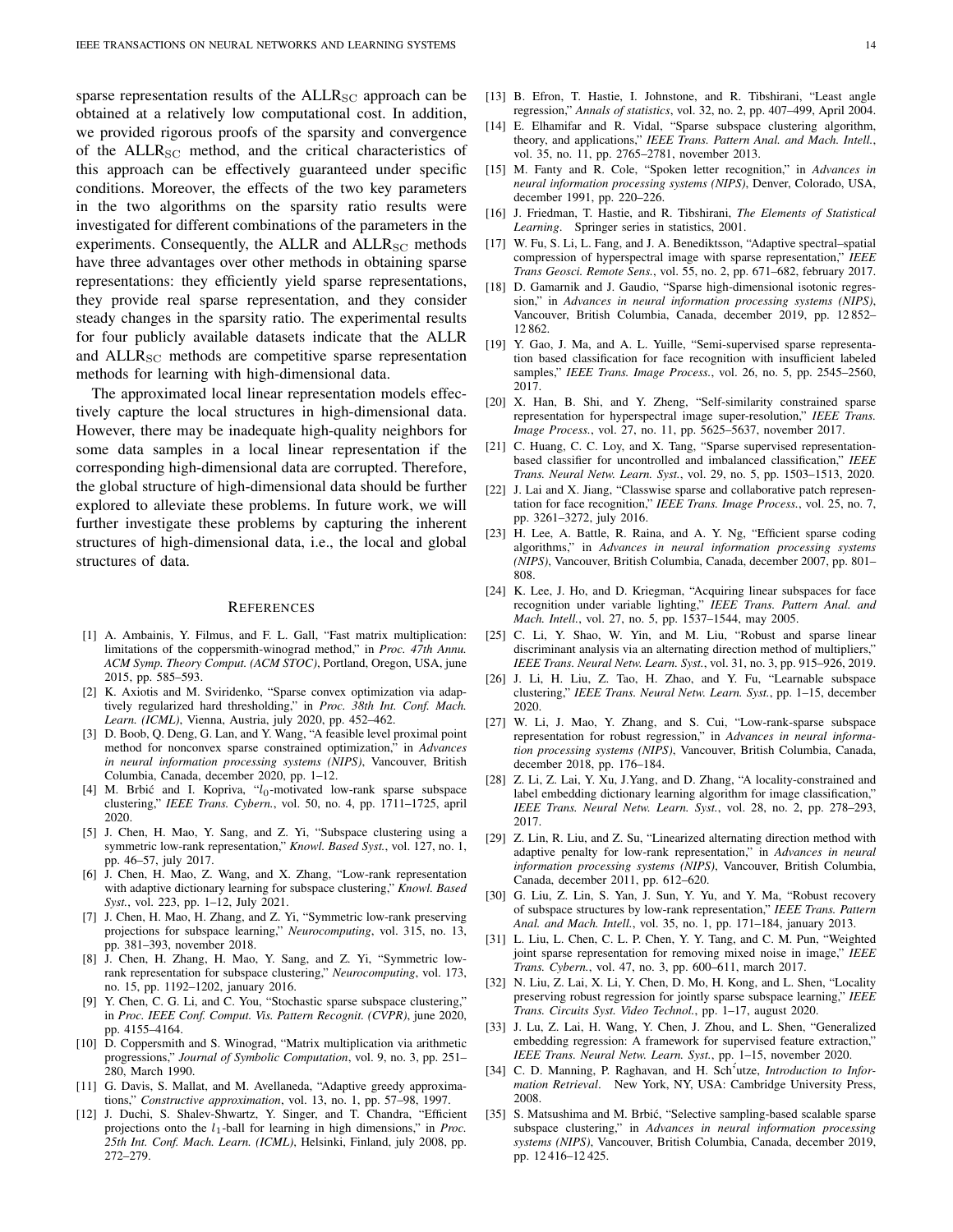sparse representation results of the $\text{ALLR}_{\text{SC}}$ approach can be obtained at a relatively low computational cost. In addition, we provided rigorous proofs of the sparsity and convergence of the $\text{ALLR}_{\text{SC}}$ method, and the critical characteristics of this approach can be effectively guaranteed under specific conditions. Moreover, the effects of the two key parameters in the two algorithms on the sparsity ratio results were investigated for different combinations of the parameters in the experiments. Consequently, the ALLR and $\text{ALLR}_{\text{SC}}$ methods have three advantages over other methods in obtaining sparse representations: they efficiently yield sparse representations, they provide real sparse representation, and they consider steady changes in the sparsity ratio. The experimental results for four publicly available datasets indicate that the ALLR and $\text{ALLR}_{\text{SC}}$ methods are competitive sparse representation methods for learning with high-dimensional data.

The approximated local linear representation models effectively capture the local structures in high-dimensional data. However, there may be inadequate high-quality neighbors for some data samples in a local linear representation if the corresponding high-dimensional data are corrupted. Therefore, the global structure of high-dimensional data should be further explored to alleviate these problems. In future work, we will further investigate these problems by capturing the inherent structures of high-dimensional data, i.e., the local and global structures of data.

## References

[1] A. Ambainis, Y. Filmus, and F. L. Gall, "Fast matrix multiplication: limitations of the coppersmith-winograd method," in *Proc. 47th Annu. ACM Symp. Theory Comput. (ACM STOC)*, Portland, Oregon, USA, june 2015, pp. 585–593.

[2] K. Axiotis and M. Sviridenko, "Sparse convex optimization via adaptively regularized hard thresholding," in *Proc. 38th Int. Conf. Mach. Learn. (ICML)*, Vienna, Austria, july 2020, pp. 452–462.

[3] D. Boob, Q. Deng, G. Lan, and Y. Wang, "A feasible level proximal point method for nonconvex sparse constrained optimization," in *Advances in neural information processing systems (NIPS)*, Vancouver, British Columbia, Canada, december 2020, pp. 1–12.

[4] M. Brbić and I. Kopriva, "$l_0$-motivated low-rank sparse subspace clustering," *IEEE Trans. Cybern.*, vol. 50, no. 4, pp. 1711–1725, april 2020.

[5] J. Chen, H. Mao, Y. Sang, and Z. Yi, "Subspace clustering using a symmetric low-rank representation," *Knowl. Based Syst.*, vol. 127, no. 1, pp. 46–57, july 2017.

[6] J. Chen, H. Mao, Z. Wang, and X. Zhang, "Low-rank representation with adaptive dictionary learning for subspace clustering," *Knowl. Based Syst.*, vol. 223, pp. 1–12, July 2021.

[7] J. Chen, H. Mao, H. Zhang, and Z. Yi, "Symmetric low-rank preserving projections for subspace learning," *Neurocomputing*, vol. 315, no. 13, pp. 381–393, november 2018.

[8] J. Chen, H. Zhang, H. Mao, Y. Sang, and Z. Yi, "Symmetric low-rank representation for subspace clustering," *Neurocomputing*, vol. 173, no. 15, pp. 1192–1202, january 2016.

[9] Y. Chen, C. G. Li, and C. You, "Stochastic sparse subspace clustering," in *Proc. IEEE Conf. Comput. Vis. Pattern Recognit. (CVPR)*, june 2020, pp. 4155–4164.

[10] D. Coppersmith and S. Winograd, "Matrix multiplication via arithmetic progressions," *Journal of Symbolic Computation*, vol. 9, no. 3, pp. 251–280, March 1990.

[11] G. Davis, S. Mallat, and M. Avellaneda, "Adaptive greedy approximations," *Constructive approximation*, vol. 13, no. 1, pp. 57–98, 1997.

[12] J. Duchi, S. Shalev-Shwartz, Y. Singer, and T. Chandra, "Efficient projections onto the $l_1$-ball for learning in high dimensions," in *Proc. 25th Int. Conf. Mach. Learn. (ICML)*, Helsinki, Finland, july 2008, pp. 272–279.

[13] B. Efron, T. Hastie, I. Johnstone, and R. Tibshirani, "Least angle regression," *Annals of statistics*, vol. 32, no. 2, pp. 407–499, April 2004.

[14] E. Elhamifar and R. Vidal, "Sparse subspace clustering algorithm, theory, and applications," *IEEE Trans. Pattern Anal. and Mach. Intell.*, vol. 35, no. 11, pp. 2765–2781, november 2013.

[15] M. Fanty and R. Cole, "Spoken letter recognition," in *Advances in neural information processing systems (NIPS)*, Denver, Colorado, USA, december 1991, pp. 220–226.

[16] J. Friedman, T. Hastie, and R. Tibshirani, *The Elements of Statistical Learning*. Springer series in statistics, 2001.

[17] W. Fu, S. Li, L. Fang, and J. A. Benediktsson, "Adaptive spectral–spatial compression of hyperspectral image with sparse representation," *IEEE Trans Geosci. Remote Sens.*, vol. 55, no. 2, pp. 671–682, february 2017.

[18] D. Gamarnik and J. Gaudio, "Sparse high-dimensional isotonic regression," in *Advances in neural information processing systems (NIPS)*, Vancouver, British Columbia, Canada, december 2019, pp. 12 852–12 862.

[19] Y. Gao, J. Ma, and A. L. Yuille, "Semi-supervised sparse representation based classification for face recognition with insufficient labeled samples," *IEEE Trans. Image Process.*, vol. 26, no. 5, pp. 2545–2560, 2017.

[20] X. Han, B. Shi, and Y. Zheng, "Self-similarity constrained sparse representation for hyperspectral image super-resolution," *IEEE Trans. Image Process.*, vol. 27, no. 11, pp. 5625–5637, november 2017.

[21] C. Huang, C. C. Loy, and X. Tang, "Sparse supervised representation-based classifier for uncontrolled and imbalanced classification," *IEEE Trans. Neural Netw. Learn. Syst.*, vol. 29, no. 5, pp. 1503–1513, 2020.

[22] J. Lai and X. Jiang, "Classwise sparse and collaborative patch representation for face recognition," *IEEE Trans. Image Process.*, vol. 25, no. 7, pp. 3261–3272, july 2016.

[23] H. Lee, A. Battle, R. Raina, and A. Y. Ng, "Efficient sparse coding algorithms," in *Advances in neural information processing systems (NIPS)*, Vancouver, British Columbia, Canada, december 2007, pp. 801–808.

[24] K. Lee, J. Ho, and D. Kriegman, "Acquiring linear subspaces for face recognition under variable lighting," *IEEE Trans. Pattern Anal. and Mach. Intell.*, vol. 27, no. 5, pp. 1537–1544, may 2005.

[25] C. Li, Y. Shao, W. Yin, and M. Liu, "Robust and sparse linear discriminant analysis via an alternating direction method of multipliers," *IEEE Trans. Neural Netw. Learn. Syst.*, vol. 31, no. 3, pp. 915–926, 2019.

[26] J. Li, H. Liu, Z. Tao, H. Zhao, and Y. Fu, "Learnable subspace clustering," *IEEE Trans. Neural Netw. Learn. Syst.*, pp. 1–15, december 2020.

[27] W. Li, J. Mao, Y. Zhang, and S. Cui, "Low-rank-sparse subspace representation for robust regression," in *Advances in neural information processing systems (NIPS)*, Vancouver, British Columbia, Canada, december 2018, pp. 176–184.

[28] Z. Li, Z. Lai, Y. Xu, J.Yang, and D. Zhang, "A locality-constrained and label embedding dictionary learning algorithm for image classification," *IEEE Trans. Neural Netw. Learn. Syst.*, vol. 28, no. 2, pp. 278–293, 2017.

[29] Z. Lin, R. Liu, and Z. Su, "Linearized alternating direction method with adaptive penalty for low-rank representation," in *Advances in neural information processing systems (NIPS)*, Vancouver, British Columbia, Canada, december 2011, pp. 612–620.

[30] G. Liu, Z. Lin, S. Yan, J. Sun, Y. Yu, and Y. Ma, "Robust recovery of subspace structures by low-rank representation," *IEEE Trans. Pattern Anal. and Mach. Intell.*, vol. 35, no. 1, pp. 171–184, january 2013.

[31] L. Liu, L. Chen, C. L. P. Chen, Y. Y. Tang, and C. M. Pun, "Weighted joint sparse representation for removing mixed noise in image," *IEEE Trans. Cybern.*, vol. 47, no. 3, pp. 600–611, march 2017.

[32] N. Liu, Z. Lai, X. Li, Y. Chen, D. Mo, H. Kong, and L. Shen, "Locality preserving robust regression for jointly sparse subspace learning," *IEEE Trans. Circuits Syst. Video Technol.*, pp. 1–17, august 2020.

[33] J. Lu, Z. Lai, H. Wang, Y. Chen, J. Zhou, and L. Shen, "Generalized embedding regression: A framework for supervised feature extraction," *IEEE Trans. Neural Netw. Learn. Syst.*, pp. 1–15, november 2020.

[34] C. D. Manning, P. Raghavan, and H. Sch́utze, *Introduction to Information Retrieval*. New York, NY, USA: Cambridge University Press, 2008.

[35] S. Matsushima and M. Brbić, "Selective sampling-based scalable sparse subspace clustering," in *Advances in neural information processing systems (NIPS)*, Vancouver, British Columbia, Canada, december 2019, pp. 12 416–12 425.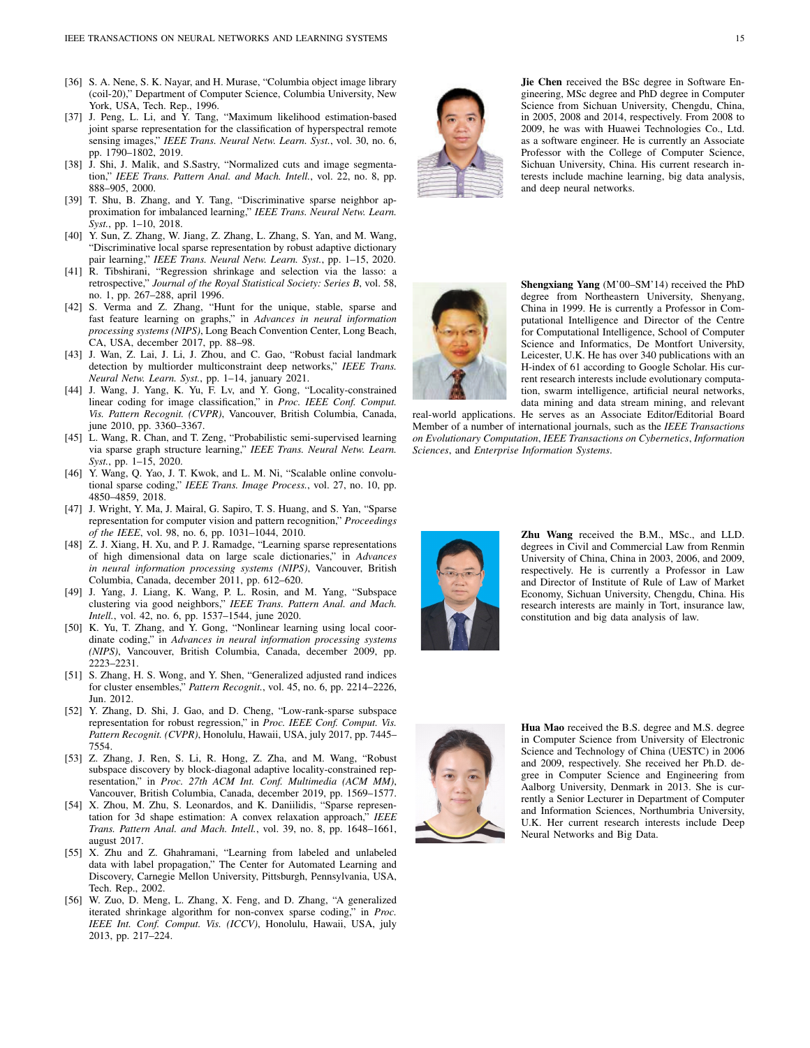[36] S. A. Nene, S. K. Nayar, and H. Murase, "Columbia object image library (coil-20)," Department of Computer Science, Columbia University, New York, USA, Tech. Rep., 1996.

[37] J. Peng, L. Li, and Y. Tang, "Maximum likelihood estimation-based joint sparse representation for the classification of hyperspectral remote sensing images," *IEEE Trans. Neural Netw. Learn. Syst.*, vol. 30, no. 6, pp. 1790–1802, 2019.

[38] J. Shi, J. Malik, and S.Sastry, "Normalized cuts and image segmentation," *IEEE Trans. Pattern Anal. and Mach. Intell.*, vol. 22, no. 8, pp. 888–905, 2000.

[39] T. Shu, B. Zhang, and Y. Tang, "Discriminative sparse neighbor approximation for imbalanced learning," *IEEE Trans. Neural Netw. Learn. Syst.*, pp. 1–10, 2018.

[40] Y. Sun, Z. Zhang, W. Jiang, Z. Zhang, L. Zhang, S. Yan, and M. Wang, "Discriminative local sparse representation by robust adaptive dictionary pair learning," *IEEE Trans. Neural Netw. Learn. Syst.*, pp. 1–15, 2020.

[41] R. Tibshirani, "Regression shrinkage and selection via the lasso: a retrospective," *Journal of the Royal Statistical Society: Series B*, vol. 58, no. 1, pp. 267–288, april 1996.

[42] S. Verma and Z. Zhang, "Hunt for the unique, stable, sparse and fast feature learning on graphs," in *Advances in neural information processing systems (NIPS)*, Long Beach Convention Center, Long Beach, CA, USA, december 2017, pp. 88–98.

[43] J. Wan, Z. Lai, J. Li, J. Zhou, and C. Gao, "Robust facial landmark detection by multiorder multiconstraint deep networks," *IEEE Trans. Neural Netw. Learn. Syst.*, pp. 1–14, january 2021.

[44] J. Wang, J. Yang, K. Yu, F. Lv, and Y. Gong, "Locality-constrained linear coding for image classification," in *Proc. IEEE Conf. Comput. Vis. Pattern Recognit. (CVPR)*, Vancouver, British Columbia, Canada, june 2010, pp. 3360–3367.

[45] L. Wang, R. Chan, and T. Zeng, "Probabilistic semi-supervised learning via sparse graph structure learning," *IEEE Trans. Neural Netw. Learn. Syst.*, pp. 1–15, 2020.

[46] Y. Wang, Q. Yao, J. T. Kwok, and L. M. Ni, "Scalable online convolutional sparse coding," *IEEE Trans. Image Process.*, vol. 27, no. 10, pp. 4850–4859, 2018.

[47] J. Wright, Y. Ma, J. Mairal, G. Sapiro, T. S. Huang, and S. Yan, "Sparse representation for computer vision and pattern recognition," *Proceedings of the IEEE*, vol. 98, no. 6, pp. 1031–1044, 2010.

[48] Z. J. Xiang, H. Xu, and P. J. Ramadge, "Learning sparse representations of high dimensional data on large scale dictionaries," in *Advances in neural information processing systems (NIPS)*, Vancouver, British Columbia, Canada, december 2011, pp. 612–620.

[49] J. Yang, J. Liang, K. Wang, P. L. Rosin, and M. Yang, "Subspace clustering via good neighbors," *IEEE Trans. Pattern Anal. and Mach. Intell.*, vol. 42, no. 6, pp. 1537–1544, june 2020.

[50] K. Yu, T. Zhang, and Y. Gong, "Nonlinear learning using local coordinate coding," in *Advances in neural information processing systems (NIPS)*, Vancouver, British Columbia, Canada, december 2009, pp. 2223–2231.

[51] S. Zhang, H. S. Wong, and Y. Shen, "Generalized adjusted rand indices for cluster ensembles," *Pattern Recognit.*, vol. 45, no. 6, pp. 2214–2226, Jun. 2012.

[52] Y. Zhang, D. Shi, J. Gao, and D. Cheng, "Low-rank-sparse subspace representation for robust regression," in *Proc. IEEE Conf. Comput. Vis. Pattern Recognit. (CVPR)*, Honolulu, Hawaii, USA, july 2017, pp. 7445–7554.

[53] Z. Zhang, J. Ren, S. Li, R. Hong, Z. Zha, and M. Wang, "Robust subspace discovery by block-diagonal adaptive locality-constrained representation," in *Proc. 27th ACM Int. Conf. Multimedia (ACM MM)*, Vancouver, British Columbia, Canada, december 2019, pp. 1569–1577.

[54] X. Zhou, M. Zhu, S. Leonardos, and K. Daniilidis, "Sparse representation for 3d shape estimation: A convex relaxation approach," *IEEE Trans. Pattern Anal. and Mach. Intell.*, vol. 39, no. 8, pp. 1648–1661, august 2017.

[55] X. Zhu and Z. Ghahramani, "Learning from labeled and unlabeled data with label propagation," The Center for Automated Learning and Discovery, Carnegie Mellon University, Pittsburgh, Pennsylvania, USA, Tech. Rep., 2002.

[56] W. Zuo, D. Meng, L. Zhang, X. Feng, and D. Zhang, "A generalized iterated shrinkage algorithm for non-convex sparse coding," in *Proc. IEEE Int. Conf. Comput. Vis. (ICCV)*, Honolulu, Hawaii, USA, july 2013, pp. 217–224.

**Jie Chen** received the BSc degree in Software Engineering, MSc degree and PhD degree in Computer Science from Sichuan University, Chengdu, China, in 2005, 2008 and 2014, respectively. From 2008 to 2009, he was with Huawei Technologies Co., Ltd. as a software engineer. He is currently an Associate Professor with the College of Computer Science, Sichuan University, China. His current research interests include machine learning, big data analysis, and deep neural networks.

**Shengxiang Yang** (M'00–SM'14) received the PhD degree from Northeastern University, Shenyang, China in 1999. He is currently a Professor in Computational Intelligence and Director of the Centre for Computational Intelligence, School of Computer Science and Informatics, De Montfort University, Leicester, U.K. He has over 340 publications with an H-index of 61 according to Google Scholar. His current research interests include evolutionary computation, swarm intelligence, artificial neural networks, data mining and data stream mining, and relevant real-world applications. He serves as an Associate Editor/Editorial Board Member of a number of international journals, such as the *IEEE Transactions on Evolutionary Computation*, *IEEE Transactions on Cybernetics*, *Information Sciences*, and *Enterprise Information Systems*.

**Zhu Wang** received the B.M., MSc., and LLD. degrees in Civil and Commercial Law from Renmin University of China, China in 2003, 2006, and 2009, respectively. He is currently a Professor in Law and Director of Institute of Rule of Law of Market Economy, Sichuan University, Chengdu, China. His research interests are mainly in Tort, insurance law, constitution and big data analysis of law.

**Hua Mao** received the B.S. degree and M.S. degree in Computer Science from University of Electronic Science and Technology of China (UESTC) in 2006 and 2009, respectively. She received her Ph.D. degree in Computer Science and Engineering from Aalborg University, Denmark in 2013. She is currently a Senior Lecturer in Department of Computer and Information Sciences, Northumbria University, U.K. Her current research interests include Deep Neural Networks and Big Data.